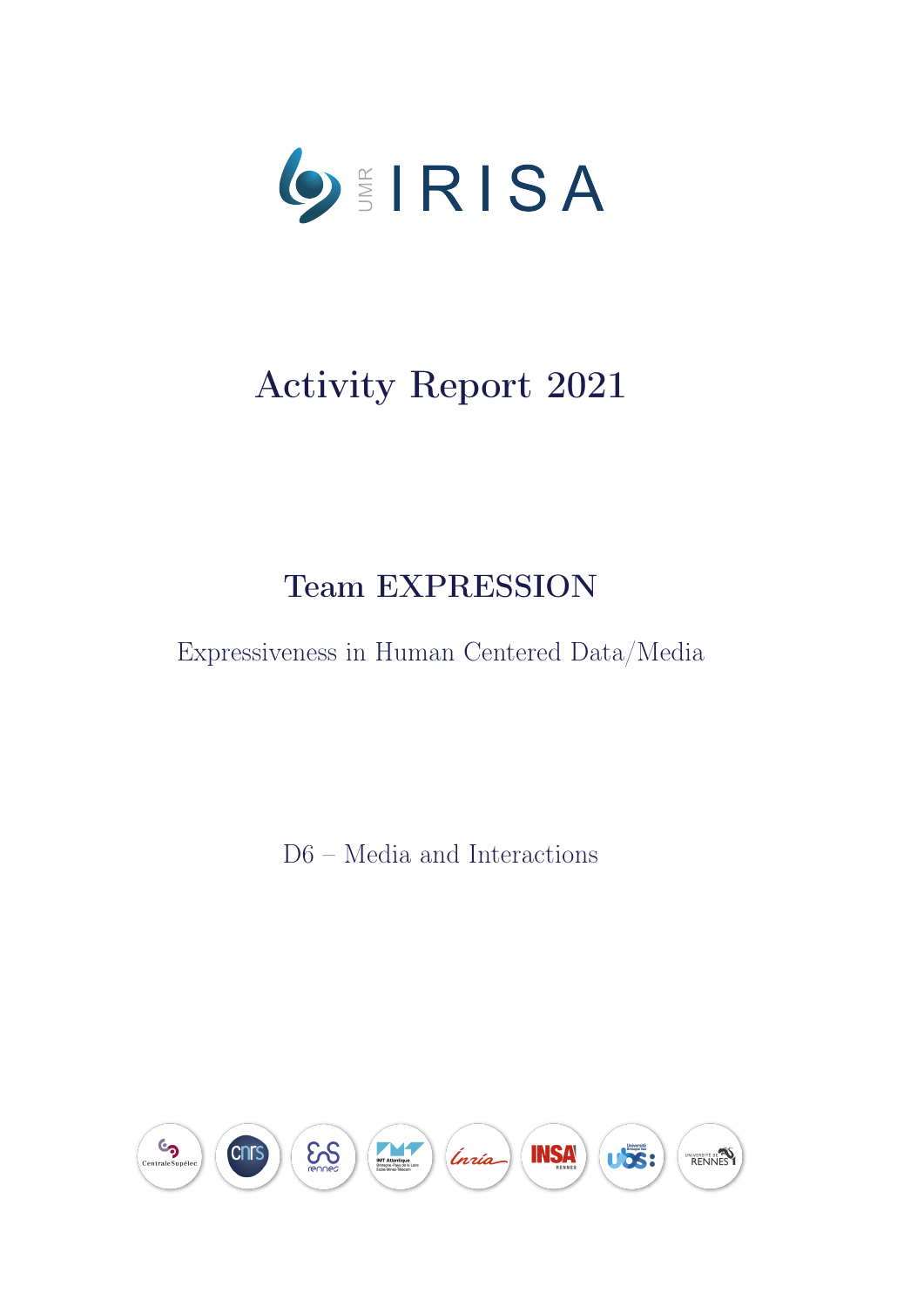UMR IRISA

# Activity Report 2021

## Team EXPRESSION

Expressiveness in Human Centered Data/Media

D6 – Media and Interactions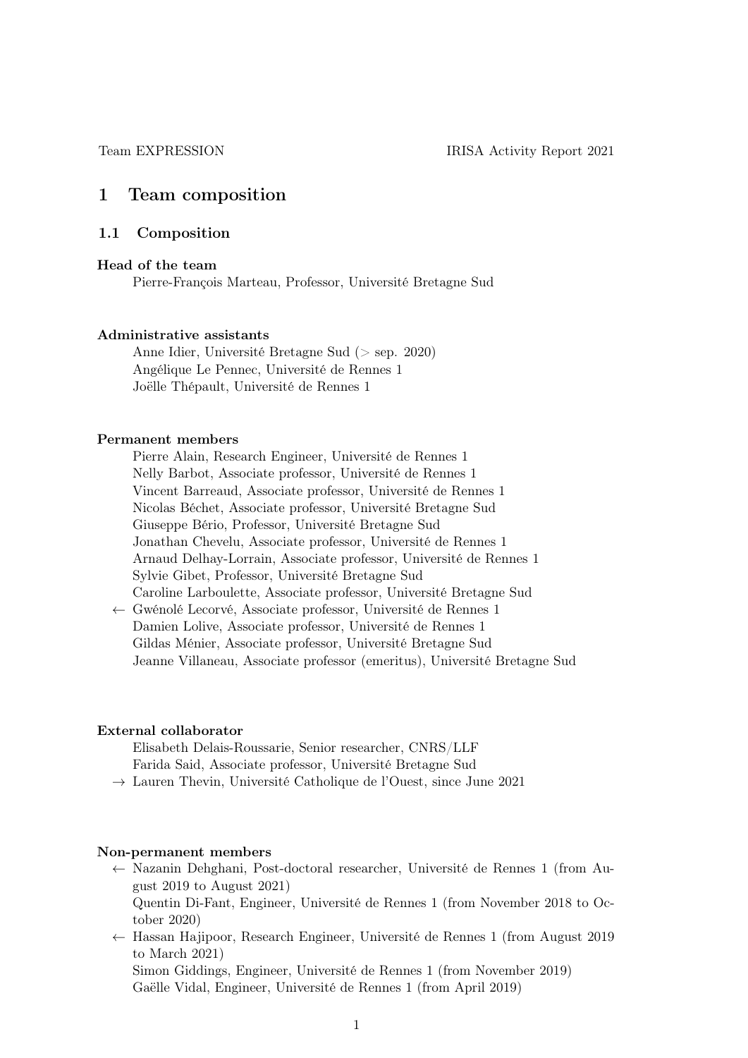# 1 Team composition

## 1.1 Composition

**Head of the team**

Pierre-François Marteau, Professor, Université Bretagne Sud

**Administrative assistants**

Anne Idier, Université Bretagne Sud (> sep. 2020)
Angélique Le Pennec, Université de Rennes 1
Joëlle Thépault, Université de Rennes 1

**Permanent members**

Pierre Alain, Research Engineer, Université de Rennes 1
Nelly Barbot, Associate professor, Université de Rennes 1
Vincent Barreaud, Associate professor, Université de Rennes 1
Nicolas Béchet, Associate professor, Université Bretagne Sud
Giuseppe Bério, Professor, Université Bretagne Sud
Jonathan Chevelu, Associate professor, Université de Rennes 1
Arnaud Delhay-Lorrain, Associate professor, Université de Rennes 1
Sylvie Gibet, Professor, Université Bretagne Sud
Caroline Larboulette, Associate professor, Université Bretagne Sud
← Gwénolé Lecorvé, Associate professor, Université de Rennes 1
Damien Lolive, Associate professor, Université de Rennes 1
Gildas Ménier, Associate professor, Université Bretagne Sud
Jeanne Villaneau, Associate professor (emeritus), Université Bretagne Sud

**External collaborator**

Elisabeth Delais-Roussarie, Senior researcher, CNRS/LLF
Farida Said, Associate professor, Université Bretagne Sud
→ Lauren Thevin, Université Catholique de l'Ouest, since June 2021

**Non-permanent members**

← Nazanin Dehghani, Post-doctoral researcher, Université de Rennes 1 (from August 2019 to August 2021)
Quentin Di-Fant, Engineer, Université de Rennes 1 (from November 2018 to October 2020)
← Hassan Hajipoor, Research Engineer, Université de Rennes 1 (from August 2019 to March 2021)
Simon Giddings, Engineer, Université de Rennes 1 (from November 2019)
Gaëlle Vidal, Engineer, Université de Rennes 1 (from April 2019)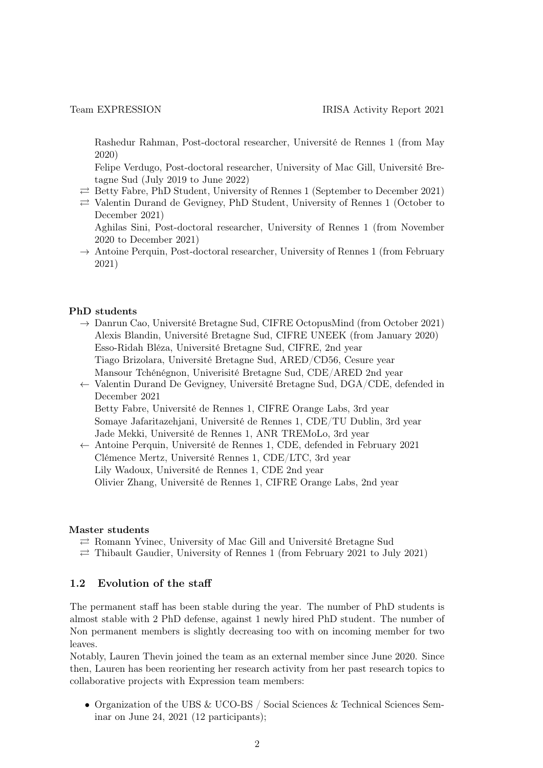Rashedur Rahman, Post-doctoral researcher, Université de Rennes 1 (from May 2020)

Felipe Verdugo, Post-doctoral researcher, University of Mac Gill, Université Bretagne Sud (July 2019 to June 2022)

⇄ Betty Fabre, PhD Student, University of Rennes 1 (September to December 2021)

⇄ Valentin Durand de Gevigney, PhD Student, University of Rennes 1 (October to December 2021)

Aghilas Sini, Post-doctoral researcher, University of Rennes 1 (from November 2020 to December 2021)

→ Antoine Perquin, Post-doctoral researcher, University of Rennes 1 (from February 2021)

**PhD students**

→ Danrun Cao, Université Bretagne Sud, CIFRE OctopusMind (from October 2021)

Alexis Blandin, Université Bretagne Sud, CIFRE UNEEK (from January 2020)

Esso-Ridah Bléza, Université Bretagne Sud, CIFRE, 2nd year

Tiago Brizolara, Université Bretagne Sud, ARED/CD56, Cesure year

Mansour Tchénégnon, Univerisité Bretagne Sud, CDE/ARED 2nd year

← Valentin Durand De Gevigney, Université Bretagne Sud, DGA/CDE, defended in December 2021

Betty Fabre, Université de Rennes 1, CIFRE Orange Labs, 3rd year

Somaye Jafaritazehjani, Université de Rennes 1, CDE/TU Dublin, 3rd year

Jade Mekki, Université de Rennes 1, ANR TREMoLo, 3rd year

← Antoine Perquin, Université de Rennes 1, CDE, defended in February 2021

Clémence Mertz, Université Rennes 1, CDE/LTC, 3rd year

Lily Wadoux, Université de Rennes 1, CDE 2nd year

Olivier Zhang, Université de Rennes 1, CIFRE Orange Labs, 2nd year

**Master students**

⇄ Romann Yvinec, University of Mac Gill and Université Bretagne Sud

⇄ Thibault Gaudier, University of Rennes 1 (from February 2021 to July 2021)

### 1.2 Evolution of the staff

The permanent staff has been stable during the year. The number of PhD students is almost stable with 2 PhD defense, against 1 newly hired PhD student. The number of Non permanent members is slightly decreasing too with on incoming member for two leaves.

Notably, Lauren Thevin joined the team as an external member since June 2020. Since then, Lauren has been reorienting her research activity from her past research topics to collaborative projects with Expression team members:

- Organization of the UBS & UCO-BS / Social Sciences & Technical Sciences Seminar on June 24, 2021 (12 participants);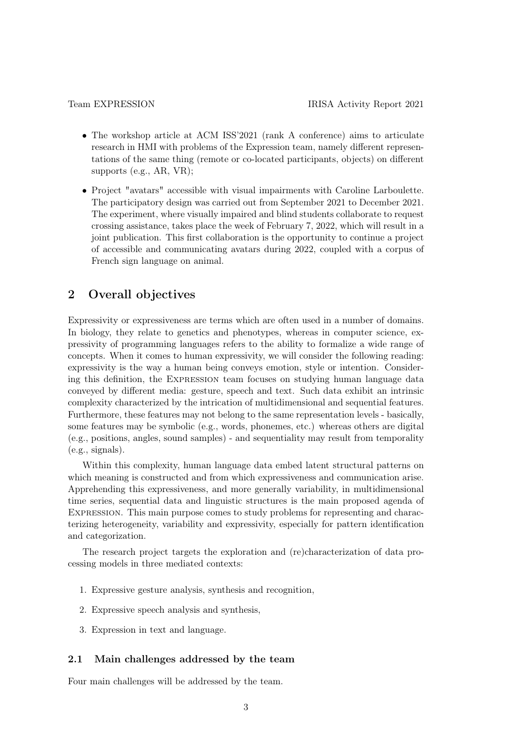- The workshop article at ACM ISS'2021 (rank A conference) aims to articulate research in HMI with problems of the Expression team, namely different representations of the same thing (remote or co-located participants, objects) on different supports (e.g., AR, VR);
- Project "avatars" accessible with visual impairments with Caroline Larboulette. The participatory design was carried out from September 2021 to December 2021. The experiment, where visually impaired and blind students collaborate to request crossing assistance, takes place the week of February 7, 2022, which will result in a joint publication. This first collaboration is the opportunity to continue a project of accessible and communicating avatars during 2022, coupled with a corpus of French sign language on animal.

## 2 Overall objectives

Expressivity or expressiveness are terms which are often used in a number of domains. In biology, they relate to genetics and phenotypes, whereas in computer science, expressivity of programming languages refers to the ability to formalize a wide range of concepts. When it comes to human expressivity, we will consider the following reading: expressivity is the way a human being conveys emotion, style or intention. Considering this definition, the Expression team focuses on studying human language data conveyed by different media: gesture, speech and text. Such data exhibit an intrinsic complexity characterized by the intrication of multidimensional and sequential features. Furthermore, these features may not belong to the same representation levels - basically, some features may be symbolic (e.g., words, phonemes, etc.) whereas others are digital (e.g., positions, angles, sound samples) - and sequentiality may result from temporality (e.g., signals).

Within this complexity, human language data embed latent structural patterns on which meaning is constructed and from which expressiveness and communication arise. Apprehending this expressiveness, and more generally variability, in multidimensional time series, sequential data and linguistic structures is the main proposed agenda of Expression. This main purpose comes to study problems for representing and characterizing heterogeneity, variability and expressivity, especially for pattern identification and categorization.

The research project targets the exploration and (re)characterization of data processing models in three mediated contexts:

1. Expressive gesture analysis, synthesis and recognition,
2. Expressive speech analysis and synthesis,
3. Expression in text and language.

### 2.1 Main challenges addressed by the team

Four main challenges will be addressed by the team.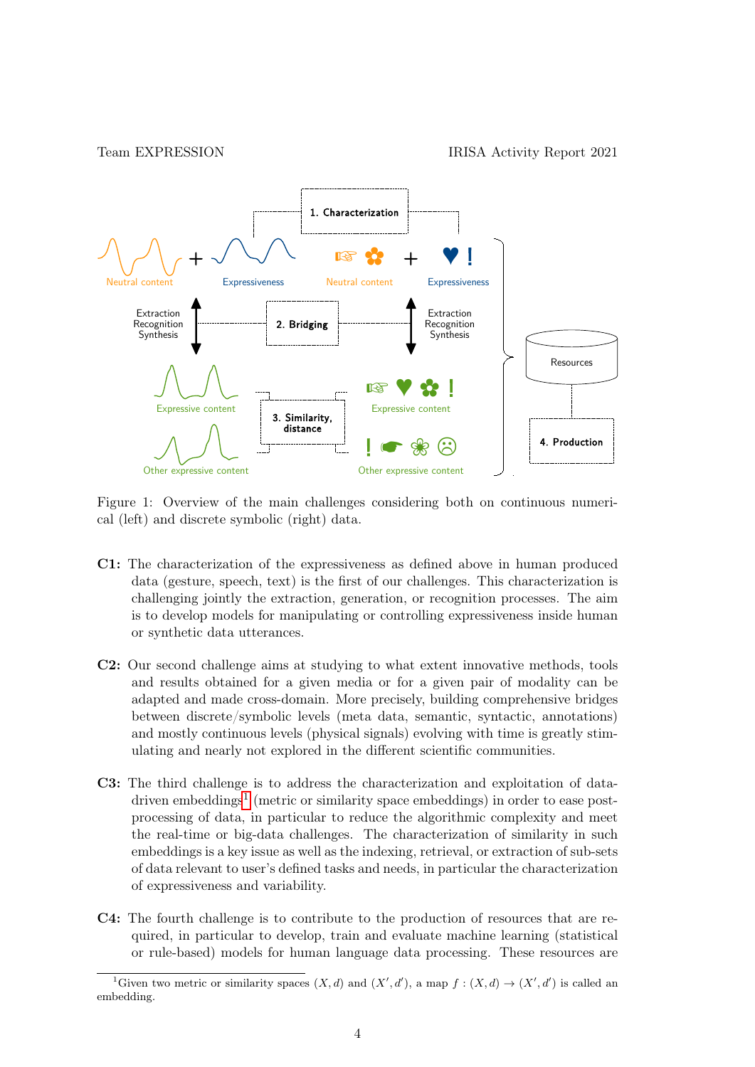Figure 1: Overview of the main challenges considering both on continuous numerical (left) and discrete symbolic (right) data.

**C1:** The characterization of the expressiveness as defined above in human produced data (gesture, speech, text) is the first of our challenges. This characterization is challenging jointly the extraction, generation, or recognition processes. The aim is to develop models for manipulating or controlling expressiveness inside human or synthetic data utterances.

**C2:** Our second challenge aims at studying to what extent innovative methods, tools and results obtained for a given media or for a given pair of modality can be adapted and made cross-domain. More precisely, building comprehensive bridges between discrete/symbolic levels (meta data, semantic, syntactic, annotations) and mostly continuous levels (physical signals) evolving with time is greatly stimulating and nearly not explored in the different scientific communities.

**C3:** The third challenge is to address the characterization and exploitation of data-driven embeddings[1] (metric or similarity space embeddings) in order to ease post-processing of data, in particular to reduce the algorithmic complexity and meet the real-time or big-data challenges. The characterization of similarity in such embeddings is a key issue as well as the indexing, retrieval, or extraction of sub-sets of data relevant to user's defined tasks and needs, in particular the characterization of expressiveness and variability.

**C4:** The fourth challenge is to contribute to the production of resources that are required, in particular to develop, train and evaluate machine learning (statistical or rule-based) models for human language data processing. These resources are

[1]Given two metric or similarity spaces $(X, d)$ and $(X', d')$, a map $f : (X, d) \to (X', d')$ is called an embedding.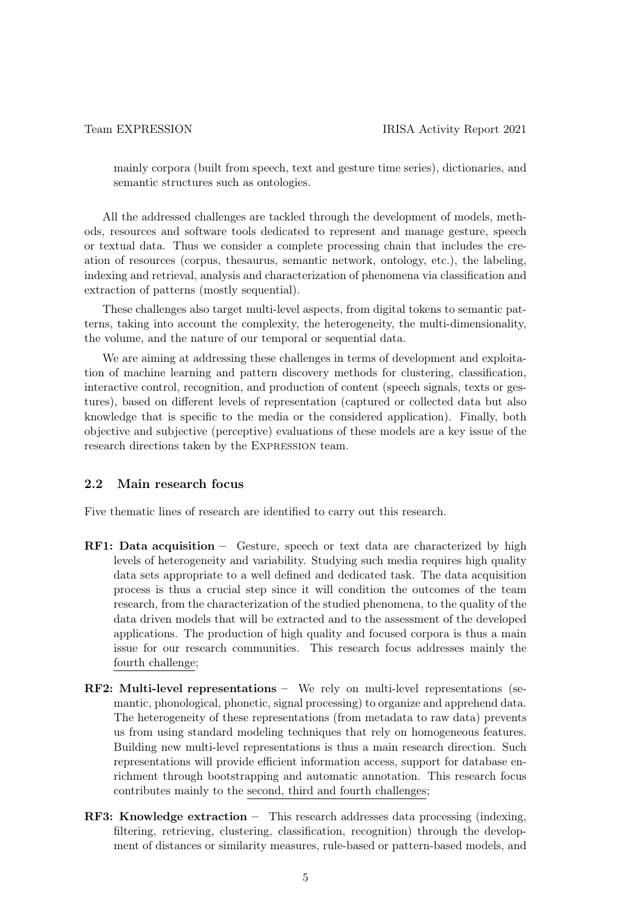mainly corpora (built from speech, text and gesture time series), dictionaries, and semantic structures such as ontologies.

All the addressed challenges are tackled through the development of models, methods, resources and software tools dedicated to represent and manage gesture, speech or textual data. Thus we consider a complete processing chain that includes the creation of resources (corpus, thesaurus, semantic network, ontology, etc.), the labeling, indexing and retrieval, analysis and characterization of phenomena via classification and extraction of patterns (mostly sequential).

These challenges also target multi-level aspects, from digital tokens to semantic patterns, taking into account the complexity, the heterogeneity, the multi-dimensionality, the volume, and the nature of our temporal or sequential data.

We are aiming at addressing these challenges in terms of development and exploitation of machine learning and pattern discovery methods for clustering, classification, interactive control, recognition, and production of content (speech signals, texts or gestures), based on different levels of representation (captured or collected data but also knowledge that is specific to the media or the considered application). Finally, both objective and subjective (perceptive) evaluations of these models are a key issue of the research directions taken by the Expression team.

### 2.2 Main research focus

Five thematic lines of research are identified to carry out this research.

**RF1: Data acquisition** – Gesture, speech or text data are characterized by high levels of heterogeneity and variability. Studying such media requires high quality data sets appropriate to a well defined and dedicated task. The data acquisition process is thus a crucial step since it will condition the outcomes of the team research, from the characterization of the studied phenomena, to the quality of the data driven models that will be extracted and to the assessment of the developed applications. The production of high quality and focused corpora is thus a main issue for our research communities. This research focus addresses mainly the fourth challenge;

**RF2: Multi-level representations** – We rely on multi-level representations (semantic, phonological, phonetic, signal processing) to organize and apprehend data. The heterogeneity of these representations (from metadata to raw data) prevents us from using standard modeling techniques that rely on homogeneous features. Building new multi-level representations is thus a main research direction. Such representations will provide efficient information access, support for database enrichment through bootstrapping and automatic annotation. This research focus contributes mainly to the second, third and fourth challenges;

**RF3: Knowledge extraction** – This research addresses data processing (indexing, filtering, retrieving, clustering, classification, recognition) through the development of distances or similarity measures, rule-based or pattern-based models, and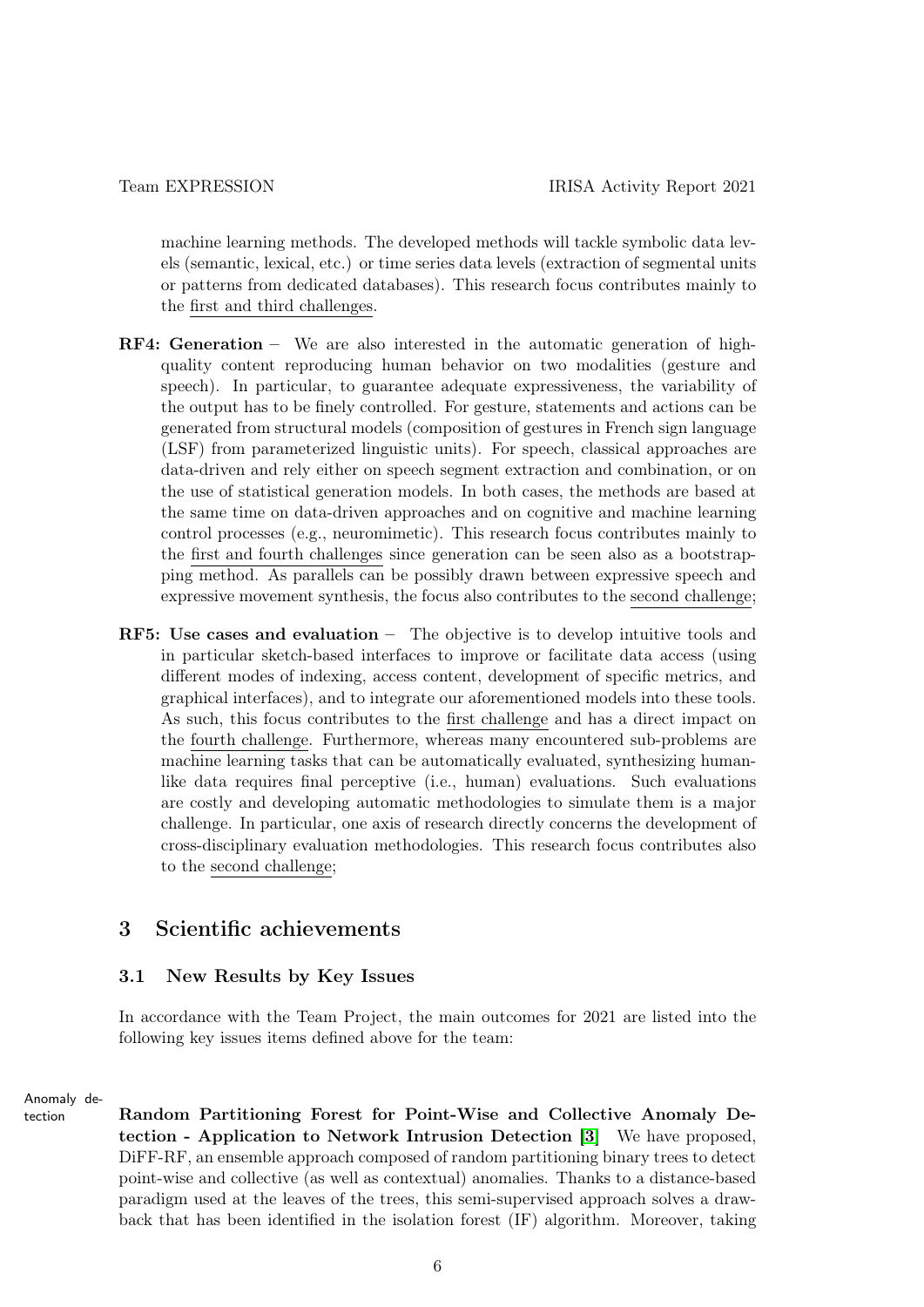machine learning methods. The developed methods will tackle symbolic data levels (semantic, lexical, etc.) or time series data levels (extraction of segmental units or patterns from dedicated databases). This research focus contributes mainly to the first and third challenges.

**RF4: Generation** – We are also interested in the automatic generation of high-quality content reproducing human behavior on two modalities (gesture and speech). In particular, to guarantee adequate expressiveness, the variability of the output has to be finely controlled. For gesture, statements and actions can be generated from structural models (composition of gestures in French sign language (LSF) from parameterized linguistic units). For speech, classical approaches are data-driven and rely either on speech segment extraction and combination, or on the use of statistical generation models. In both cases, the methods are based at the same time on data-driven approaches and on cognitive and machine learning control processes (e.g., neuromimetic). This research focus contributes mainly to the first and fourth challenges since generation can be seen also as a bootstrapping method. As parallels can be possibly drawn between expressive speech and expressive movement synthesis, the focus also contributes to the second challenge;

**RF5: Use cases and evaluation** – The objective is to develop intuitive tools and in particular sketch-based interfaces to improve or facilitate data access (using different modes of indexing, access content, development of specific metrics, and graphical interfaces), and to integrate our aforementioned models into these tools. As such, this focus contributes to the first challenge and has a direct impact on the fourth challenge. Furthermore, whereas many encountered sub-problems are machine learning tasks that can be automatically evaluated, synthesizing human-like data requires final perceptive (i.e., human) evaluations. Such evaluations are costly and developing automatic methodologies to simulate them is a major challenge. In particular, one axis of research directly concerns the development of cross-disciplinary evaluation methodologies. This research focus contributes also to the second challenge;

## 3 Scientific achievements

### 3.1 New Results by Key Issues

In accordance with the Team Project, the main outcomes for 2021 are listed into the following key issues items defined above for the team:

Anomaly detection

**Random Partitioning Forest for Point-Wise and Collective Anomaly Detection - Application to Network Intrusion Detection [3]** We have proposed, DiFF-RF, an ensemble approach composed of random partitioning binary trees to detect point-wise and collective (as well as contextual) anomalies. Thanks to a distance-based paradigm used at the leaves of the trees, this semi-supervised approach solves a drawback that has been identified in the isolation forest (IF) algorithm. Moreover, taking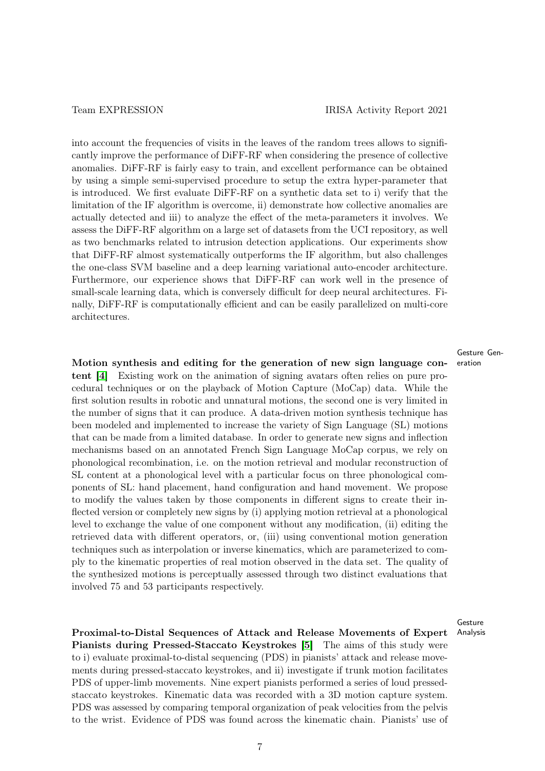into account the frequencies of visits in the leaves of the random trees allows to significantly improve the performance of DiFF-RF when considering the presence of collective anomalies. DiFF-RF is fairly easy to train, and excellent performance can be obtained by using a simple semi-supervised procedure to setup the extra hyper-parameter that is introduced. We first evaluate DiFF-RF on a synthetic data set to i) verify that the limitation of the IF algorithm is overcome, ii) demonstrate how collective anomalies are actually detected and iii) to analyze the effect of the meta-parameters it involves. We assess the DiFF-RF algorithm on a large set of datasets from the UCI repository, as well as two benchmarks related to intrusion detection applications. Our experiments show that DiFF-RF almost systematically outperforms the IF algorithm, but also challenges the one-class SVM baseline and a deep learning variational auto-encoder architecture. Furthermore, our experience shows that DiFF-RF can work well in the presence of small-scale learning data, which is conversely difficult for deep neural architectures. Finally, DiFF-RF is computationally efficient and can be easily parallelized on multi-core architectures.

Gesture Generation

**Motion synthesis and editing for the generation of new sign language content [4]** Existing work on the animation of signing avatars often relies on pure procedural techniques or on the playback of Motion Capture (MoCap) data. While the first solution results in robotic and unnatural motions, the second one is very limited in the number of signs that it can produce. A data-driven motion synthesis technique has been modeled and implemented to increase the variety of Sign Language (SL) motions that can be made from a limited database. In order to generate new signs and inflection mechanisms based on an annotated French Sign Language MoCap corpus, we rely on phonological recombination, i.e. on the motion retrieval and modular reconstruction of SL content at a phonological level with a particular focus on three phonological components of SL: hand placement, hand configuration and hand movement. We propose to modify the values taken by those components in different signs to create their inflected version or completely new signs by (i) applying motion retrieval at a phonological level to exchange the value of one component without any modification, (ii) editing the retrieved data with different operators, or, (iii) using conventional motion generation techniques such as interpolation or inverse kinematics, which are parameterized to comply to the kinematic properties of real motion observed in the data set. The quality of the synthesized motions is perceptually assessed through two distinct evaluations that involved 75 and 53 participants respectively.

Gesture Analysis

**Proximal-to-Distal Sequences of Attack and Release Movements of Expert Pianists during Pressed-Staccato Keystrokes [5]** The aims of this study were to i) evaluate proximal-to-distal sequencing (PDS) in pianists' attack and release movements during pressed-staccato keystrokes, and ii) investigate if trunk motion facilitates PDS of upper-limb movements. Nine expert pianists performed a series of loud pressed-staccato keystrokes. Kinematic data was recorded with a 3D motion capture system. PDS was assessed by comparing temporal organization of peak velocities from the pelvis to the wrist. Evidence of PDS was found across the kinematic chain. Pianists' use of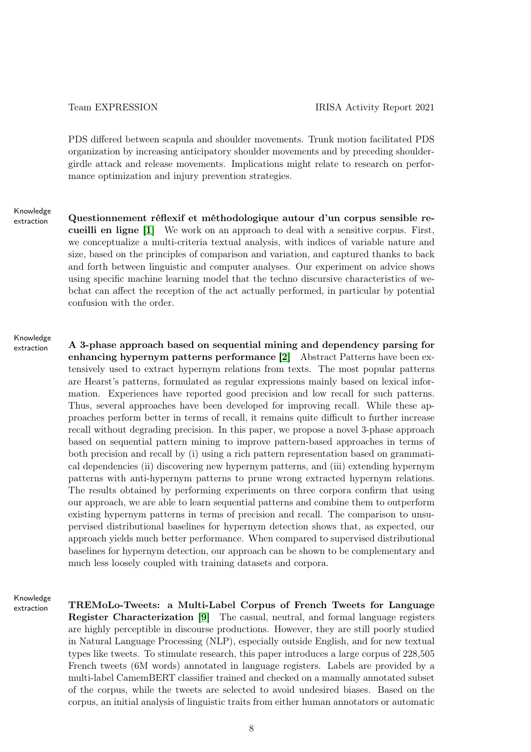PDS differed between scapula and shoulder movements. Trunk motion facilitated PDS organization by increasing anticipatory shoulder movements and by preceding shoulder-girdle attack and release movements. Implications might relate to research on performance optimization and injury prevention strategies.

Knowledge extraction

**Questionnement réflexif et méthodologique autour d'un corpus sensible recueilli en ligne [1]** We work on an approach to deal with a sensitive corpus. First, we conceptualize a multi-criteria textual analysis, with indices of variable nature and size, based on the principles of comparison and variation, and captured thanks to back and forth between linguistic and computer analyses. Our experiment on advice shows using specific machine learning model that the techno discursive characteristics of webchat can affect the reception of the act actually performed, in particular by potential confusion with the order.

Knowledge extraction

**A 3-phase approach based on sequential mining and dependency parsing for enhancing hypernym patterns performance [2]** Abstract Patterns have been extensively used to extract hypernym relations from texts. The most popular patterns are Hearst's patterns, formulated as regular expressions mainly based on lexical information. Experiences have reported good precision and low recall for such patterns. Thus, several approaches have been developed for improving recall. While these approaches perform better in terms of recall, it remains quite difficult to further increase recall without degrading precision. In this paper, we propose a novel 3-phase approach based on sequential pattern mining to improve pattern-based approaches in terms of both precision and recall by (i) using a rich pattern representation based on grammatical dependencies (ii) discovering new hypernym patterns, and (iii) extending hypernym patterns with anti-hypernym patterns to prune wrong extracted hypernym relations. The results obtained by performing experiments on three corpora confirm that using our approach, we are able to learn sequential patterns and combine them to outperform existing hypernym patterns in terms of precision and recall. The comparison to unsupervised distributional baselines for hypernym detection shows that, as expected, our approach yields much better performance. When compared to supervised distributional baselines for hypernym detection, our approach can be shown to be complementary and much less loosely coupled with training datasets and corpora.

Knowledge extraction

**TREMoLo-Tweets: a Multi-Label Corpus of French Tweets for Language Register Characterization [9]** The casual, neutral, and formal language registers are highly perceptible in discourse productions. However, they are still poorly studied in Natural Language Processing (NLP), especially outside English, and for new textual types like tweets. To stimulate research, this paper introduces a large corpus of 228,505 French tweets (6M words) annotated in language registers. Labels are provided by a multi-label CamemBERT classifier trained and checked on a manually annotated subset of the corpus, while the tweets are selected to avoid undesired biases. Based on the corpus, an initial analysis of linguistic traits from either human annotators or automatic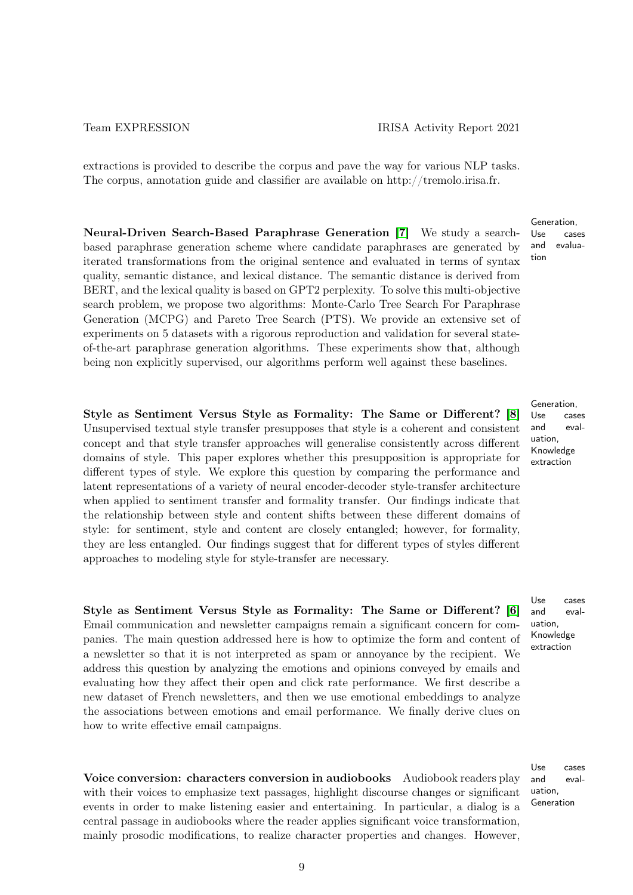extractions is provided to describe the corpus and pave the way for various NLP tasks. The corpus, annotation guide and classifier are available on http://tremolo.irisa.fr.

Generation, Use cases and evaluation

**Neural-Driven Search-Based Paraphrase Generation [7]** We study a search-based paraphrase generation scheme where candidate paraphrases are generated by iterated transformations from the original sentence and evaluated in terms of syntax quality, semantic distance, and lexical distance. The semantic distance is derived from BERT, and the lexical quality is based on GPT2 perplexity. To solve this multi-objective search problem, we propose two algorithms: Monte-Carlo Tree Search For Paraphrase Generation (MCPG) and Pareto Tree Search (PTS). We provide an extensive set of experiments on 5 datasets with a rigorous reproduction and validation for several state-of-the-art paraphrase generation algorithms. These experiments show that, although being non explicitly supervised, our algorithms perform well against these baselines.

Generation, Use cases and evaluation, Knowledge extraction

**Style as Sentiment Versus Style as Formality: The Same or Different? [8]** Unsupervised textual style transfer presupposes that style is a coherent and consistent concept and that style transfer approaches will generalise consistently across different domains of style. This paper explores whether this presupposition is appropriate for different types of style. We explore this question by comparing the performance and latent representations of a variety of neural encoder-decoder style-transfer architecture when applied to sentiment transfer and formality transfer. Our findings indicate that the relationship between style and content shifts between these different domains of style: for sentiment, style and content are closely entangled; however, for formality, they are less entangled. Our findings suggest that for different types of styles different approaches to modeling style for style-transfer are necessary.

Use cases and evaluation, Knowledge extraction

**Style as Sentiment Versus Style as Formality: The Same or Different? [6]** Email communication and newsletter campaigns remain a significant concern for companies. The main question addressed here is how to optimize the form and content of a newsletter so that it is not interpreted as spam or annoyance by the recipient. We address this question by analyzing the emotions and opinions conveyed by emails and evaluating how they affect their open and click rate performance. We first describe a new dataset of French newsletters, and then we use emotional embeddings to analyze the associations between emotions and email performance. We finally derive clues on how to write effective email campaigns.

Use cases and evaluation, Generation

**Voice conversion: characters conversion in audiobooks** Audiobook readers play with their voices to emphasize text passages, highlight discourse changes or significant events in order to make listening easier and entertaining. In particular, a dialog is a central passage in audiobooks where the reader applies significant voice transformation, mainly prosodic modifications, to realize character properties and changes. However,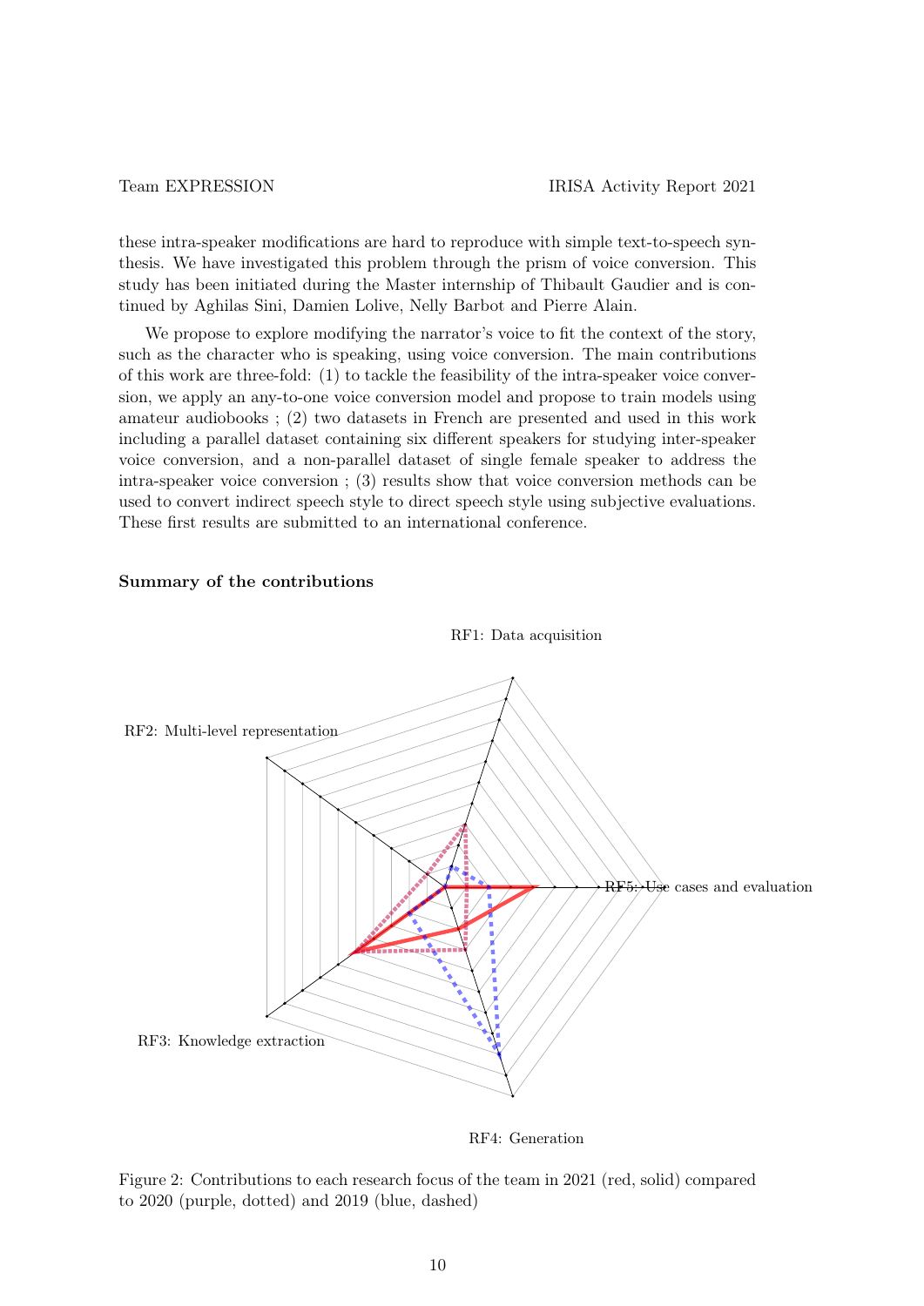these intra-speaker modifications are hard to reproduce with simple text-to-speech synthesis. We have investigated this problem through the prism of voice conversion. This study has been initiated during the Master internship of Thibault Gaudier and is continued by Aghilas Sini, Damien Lolive, Nelly Barbot and Pierre Alain.

We propose to explore modifying the narrator's voice to fit the context of the story, such as the character who is speaking, using voice conversion. The main contributions of this work are three-fold: (1) to tackle the feasibility of the intra-speaker voice conversion, we apply an any-to-one voice conversion model and propose to train models using amateur audiobooks ; (2) two datasets in French are presented and used in this work including a parallel dataset containing six different speakers for studying inter-speaker voice conversion, and a non-parallel dataset of single female speaker to address the intra-speaker voice conversion ; (3) results show that voice conversion methods can be used to convert indirect speech style to direct speech style using subjective evaluations. These first results are submitted to an international conference.

**Summary of the contributions**

RF1: Data acquisition

RF2: Multi-level representation

RF3: Knowledge extraction

RF4: Generation

RF5: Use cases and evaluation

Figure 2: Contributions to each research focus of the team in 2021 (red, solid) compared to 2020 (purple, dotted) and 2019 (blue, dashed)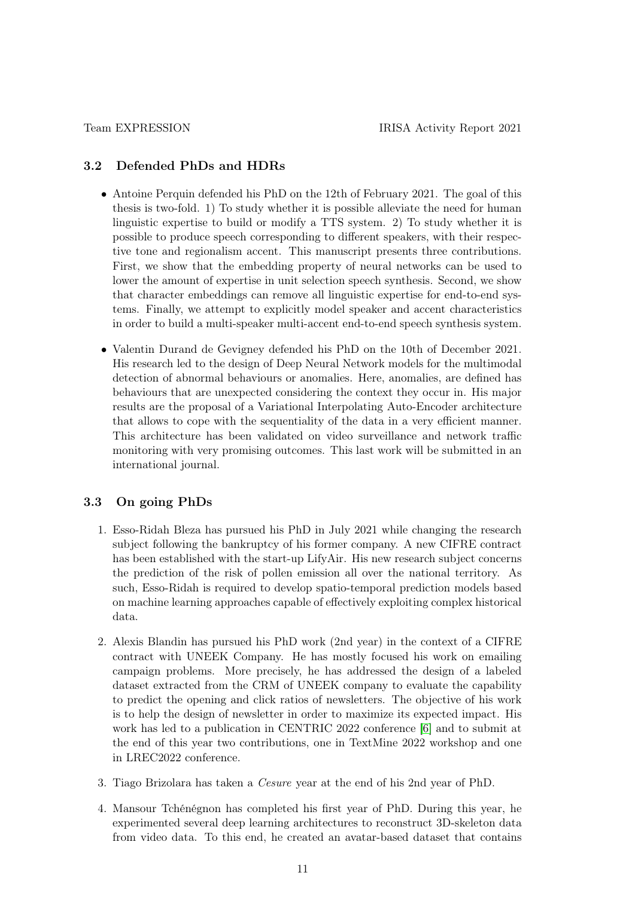### 3.2 Defended PhDs and HDRs

- Antoine Perquin defended his PhD on the 12th of February 2021. The goal of this thesis is two-fold. 1) To study whether it is possible alleviate the need for human linguistic expertise to build or modify a TTS system. 2) To study whether it is possible to produce speech corresponding to different speakers, with their respective tone and regionalism accent. This manuscript presents three contributions. First, we show that the embedding property of neural networks can be used to lower the amount of expertise in unit selection speech synthesis. Second, we show that character embeddings can remove all linguistic expertise for end-to-end systems. Finally, we attempt to explicitly model speaker and accent characteristics in order to build a multi-speaker multi-accent end-to-end speech synthesis system.
- Valentin Durand de Gevigney defended his PhD on the 10th of December 2021. His research led to the design of Deep Neural Network models for the multimodal detection of abnormal behaviours or anomalies. Here, anomalies, are defined has behaviours that are unexpected considering the context they occur in. His major results are the proposal of a Variational Interpolating Auto-Encoder architecture that allows to cope with the sequentiality of the data in a very efficient manner. This architecture has been validated on video surveillance and network traffic monitoring with very promising outcomes. This last work will be submitted in an international journal.

### 3.3 On going PhDs

1. Esso-Ridah Bleza has pursued his PhD in July 2021 while changing the research subject following the bankruptcy of his former company. A new CIFRE contract has been established with the start-up LifyAir. His new research subject concerns the prediction of the risk of pollen emission all over the national territory. As such, Esso-Ridah is required to develop spatio-temporal prediction models based on machine learning approaches capable of effectively exploiting complex historical data.
2. Alexis Blandin has pursued his PhD work (2nd year) in the context of a CIFRE contract with UNEEK Company. He has mostly focused his work on emailing campaign problems. More precisely, he has addressed the design of a labeled dataset extracted from the CRM of UNEEK company to evaluate the capability to predict the opening and click ratios of newsletters. The objective of his work is to help the design of newsletter in order to maximize its expected impact. His work has led to a publication in CENTRIC 2022 conference [6] and to submit at the end of this year two contributions, one in TextMine 2022 workshop and one in LREC2022 conference.
3. Tiago Brizolara has taken a *Cesure* year at the end of his 2nd year of PhD.
4. Mansour Tchénégnon has completed his first year of PhD. During this year, he experimented several deep learning architectures to reconstruct 3D-skeleton data from video data. To this end, he created an avatar-based dataset that contains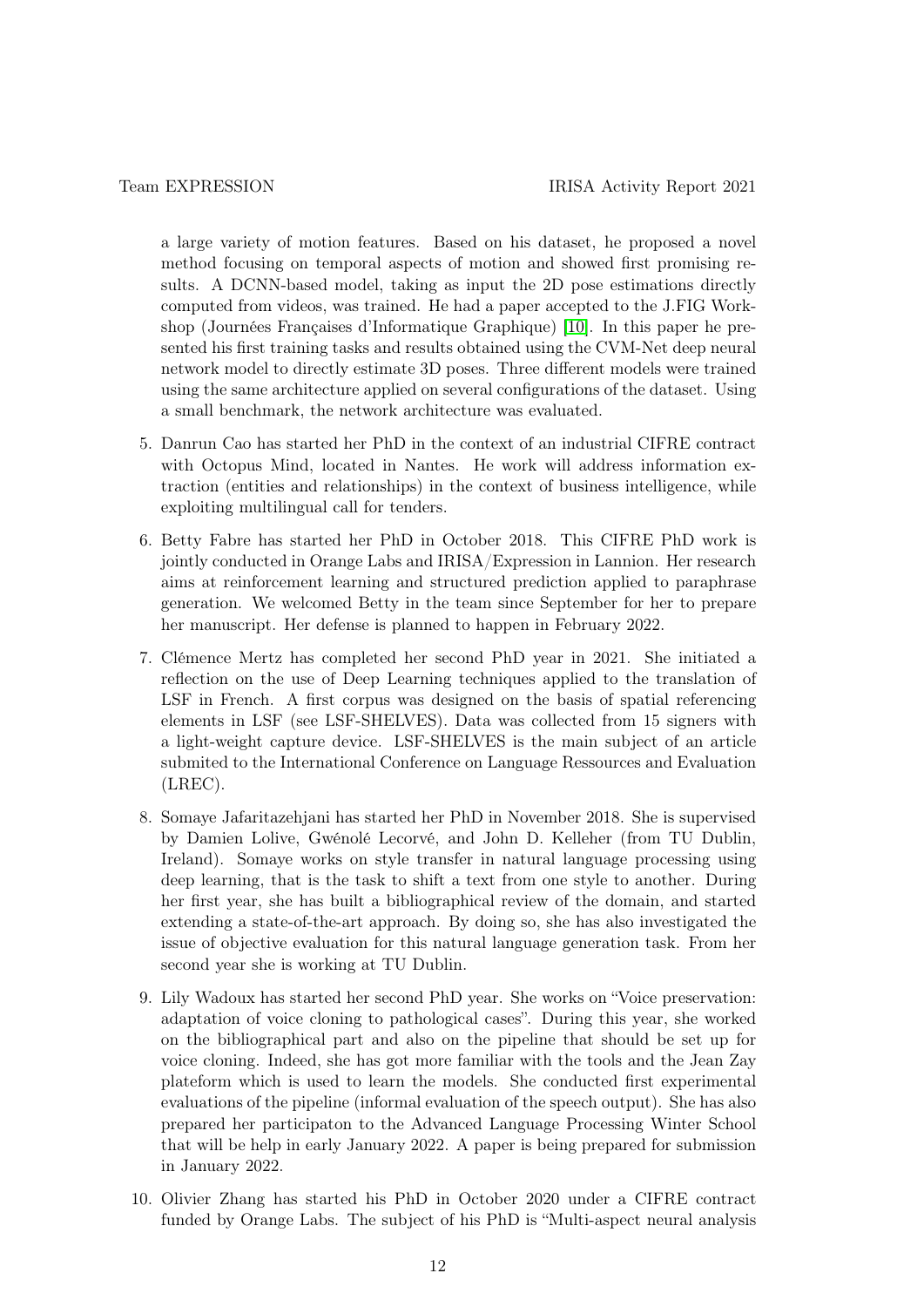a large variety of motion features. Based on his dataset, he proposed a novel method focusing on temporal aspects of motion and showed first promising results. A DCNN-based model, taking as input the 2D pose estimations directly computed from videos, was trained. He had a paper accepted to the J.FIG Workshop (Journées Françaises d'Informatique Graphique) [10]. In this paper he presented his first training tasks and results obtained using the CVM-Net deep neural network model to directly estimate 3D poses. Three different models were trained using the same architecture applied on several configurations of the dataset. Using a small benchmark, the network architecture was evaluated.

5. Danrun Cao has started her PhD in the context of an industrial CIFRE contract with Octopus Mind, located in Nantes. He work will address information extraction (entities and relationships) in the context of business intelligence, while exploiting multilingual call for tenders.

6. Betty Fabre has started her PhD in October 2018. This CIFRE PhD work is jointly conducted in Orange Labs and IRISA/Expression in Lannion. Her research aims at reinforcement learning and structured prediction applied to paraphrase generation. We welcomed Betty in the team since September for her to prepare her manuscript. Her defense is planned to happen in February 2022.

7. Clémence Mertz has completed her second PhD year in 2021. She initiated a reflection on the use of Deep Learning techniques applied to the translation of LSF in French. A first corpus was designed on the basis of spatial referencing elements in LSF (see LSF-SHELVES). Data was collected from 15 signers with a light-weight capture device. LSF-SHELVES is the main subject of an article submited to the International Conference on Language Ressources and Evaluation (LREC).

8. Somaye Jafaritazehjani has started her PhD in November 2018. She is supervised by Damien Lolive, Gwénolé Lecorvé, and John D. Kelleher (from TU Dublin, Ireland). Somaye works on style transfer in natural language processing using deep learning, that is the task to shift a text from one style to another. During her first year, she has built a bibliographical review of the domain, and started extending a state-of-the-art approach. By doing so, she has also investigated the issue of objective evaluation for this natural language generation task. From her second year she is working at TU Dublin.

9. Lily Wadoux has started her second PhD year. She works on "Voice preservation: adaptation of voice cloning to pathological cases". During this year, she worked on the bibliographical part and also on the pipeline that should be set up for voice cloning. Indeed, she has got more familiar with the tools and the Jean Zay plateform which is used to learn the models. She conducted first experimental evaluations of the pipeline (informal evaluation of the speech output). She has also prepared her participaton to the Advanced Language Processing Winter School that will be help in early January 2022. A paper is being prepared for submission in January 2022.

10. Olivier Zhang has started his PhD in October 2020 under a CIFRE contract funded by Orange Labs. The subject of his PhD is "Multi-aspect neural analysis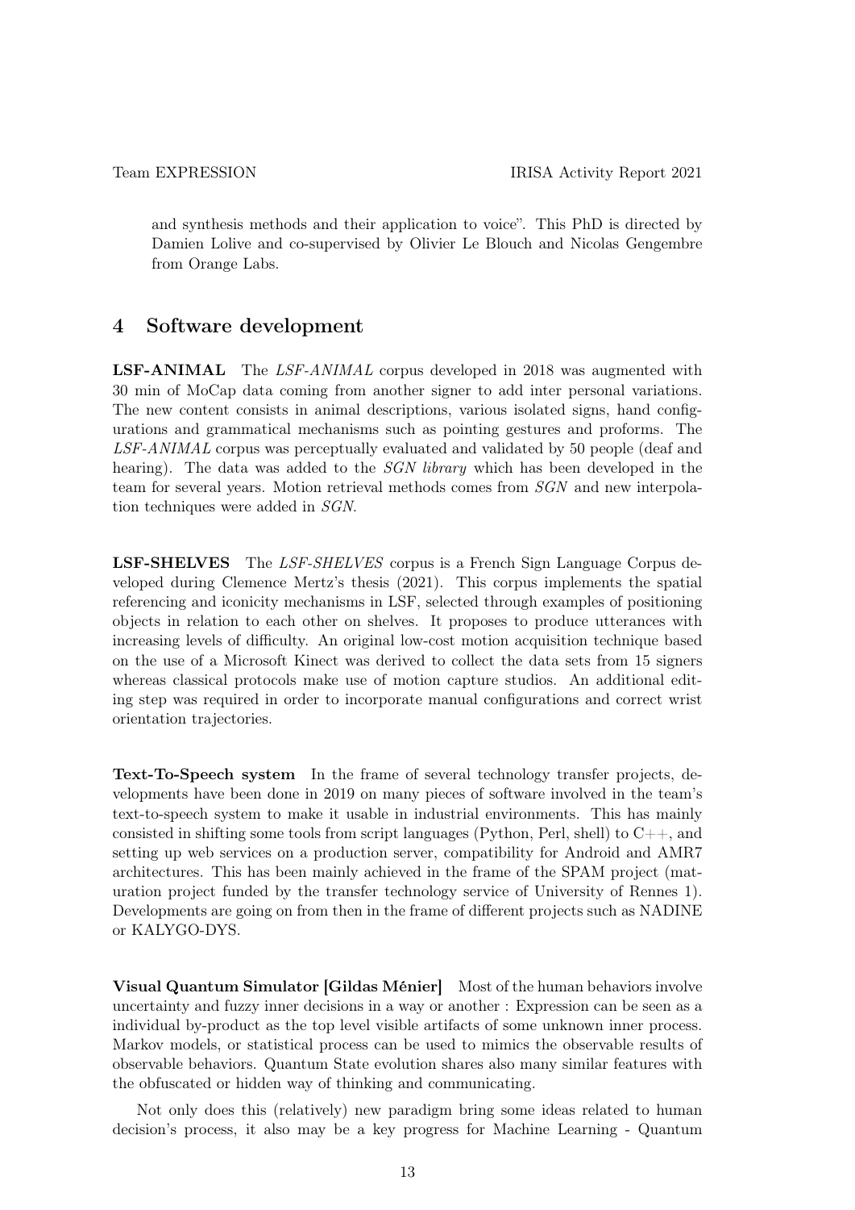and synthesis methods and their application to voice". This PhD is directed by Damien Lolive and co-supervised by Olivier Le Blouch and Nicolas Gengembre from Orange Labs.

## 4 Software development

**LSF-ANIMAL** The *LSF-ANIMAL* corpus developed in 2018 was augmented with 30 min of MoCap data coming from another signer to add inter personal variations. The new content consists in animal descriptions, various isolated signs, hand configurations and grammatical mechanisms such as pointing gestures and proforms. The *LSF-ANIMAL* corpus was perceptually evaluated and validated by 50 people (deaf and hearing). The data was added to the *SGN library* which has been developed in the team for several years. Motion retrieval methods comes from *SGN* and new interpolation techniques were added in *SGN*.

**LSF-SHELVES** The *LSF-SHELVES* corpus is a French Sign Language Corpus developed during Clemence Mertz's thesis (2021). This corpus implements the spatial referencing and iconicity mechanisms in LSF, selected through examples of positioning objects in relation to each other on shelves. It proposes to produce utterances with increasing levels of difficulty. An original low-cost motion acquisition technique based on the use of a Microsoft Kinect was derived to collect the data sets from 15 signers whereas classical protocols make use of motion capture studios. An additional editing step was required in order to incorporate manual configurations and correct wrist orientation trajectories.

**Text-To-Speech system** In the frame of several technology transfer projects, developments have been done in 2019 on many pieces of software involved in the team's text-to-speech system to make it usable in industrial environments. This has mainly consisted in shifting some tools from script languages (Python, Perl, shell) to C++, and setting up web services on a production server, compatibility for Android and AMR7 architectures. This has been mainly achieved in the frame of the SPAM project (maturation project funded by the transfer technology service of University of Rennes 1). Developments are going on from then in the frame of different projects such as NADINE or KALYGO-DYS.

**Visual Quantum Simulator [Gildas Ménier]** Most of the human behaviors involve uncertainty and fuzzy inner decisions in a way or another : Expression can be seen as a individual by-product as the top level visible artifacts of some unknown inner process. Markov models, or statistical process can be used to mimics the observable results of observable behaviors. Quantum State evolution shares also many similar features with the obfuscated or hidden way of thinking and communicating.

Not only does this (relatively) new paradigm bring some ideas related to human decision's process, it also may be a key progress for Machine Learning - Quantum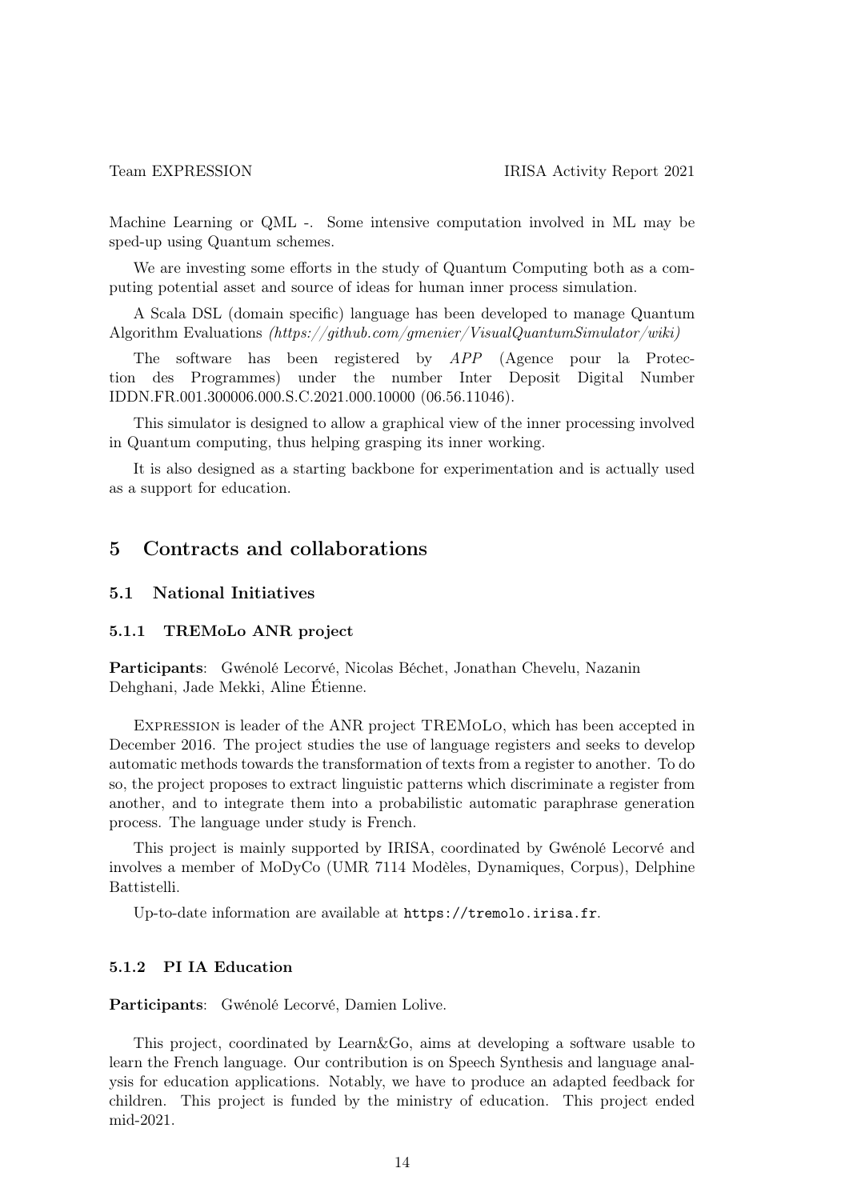Machine Learning or QML -. Some intensive computation involved in ML may be sped-up using Quantum schemes.

We are investing some efforts in the study of Quantum Computing both as a computing potential asset and source of ideas for human inner process simulation.

A Scala DSL (domain specific) language has been developed to manage Quantum Algorithm Evaluations *(https://github.com/gmenier/VisualQuantumSimulator/wiki)*

The software has been registered by *APP* (Agence pour la Protection des Programmes) under the number Inter Deposit Digital Number IDDN.FR.001.300006.000.S.C.2021.000.10000 (06.56.11046).

This simulator is designed to allow a graphical view of the inner processing involved in Quantum computing, thus helping grasping its inner working.

It is also designed as a starting backbone for experimentation and is actually used as a support for education.

## 5 Contracts and collaborations

### 5.1 National Initiatives

#### 5.1.1 TREMoLo ANR project

**Participants**: Gwénolé Lecorvé, Nicolas Béchet, Jonathan Chevelu, Nazanin Dehghani, Jade Mekki, Aline Étienne.

Expression is leader of the ANR project TREMoLo, which has been accepted in December 2016. The project studies the use of language registers and seeks to develop automatic methods towards the transformation of texts from a register to another. To do so, the project proposes to extract linguistic patterns which discriminate a register from another, and to integrate them into a probabilistic automatic paraphrase generation process. The language under study is French.

This project is mainly supported by IRISA, coordinated by Gwénolé Lecorvé and involves a member of MoDyCo (UMR 7114 Modèles, Dynamiques, Corpus), Delphine Battistelli.

Up-to-date information are available at `https://tremolo.irisa.fr`.

#### 5.1.2 PI IA Education

**Participants**: Gwénolé Lecorvé, Damien Lolive.

This project, coordinated by Learn&Go, aims at developing a software usable to learn the French language. Our contribution is on Speech Synthesis and language analysis for education applications. Notably, we have to produce an adapted feedback for children. This project is funded by the ministry of education. This project ended mid-2021.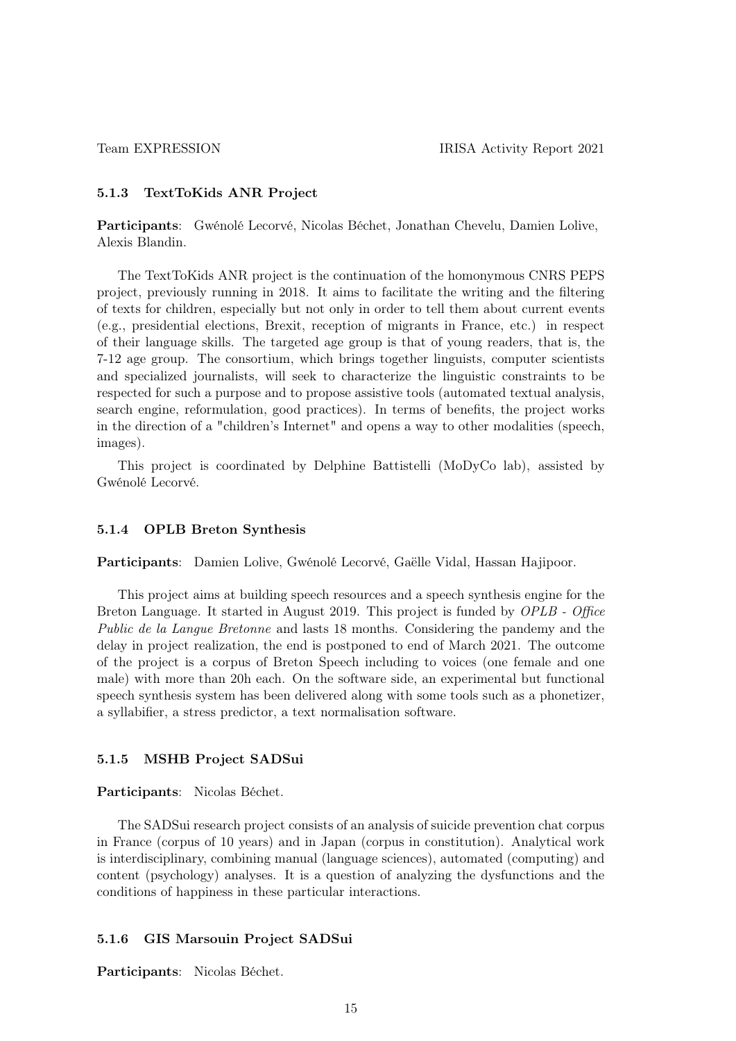### 5.1.3 TextToKids ANR Project

**Participants**: Gwénolé Lecorvé, Nicolas Béchet, Jonathan Chevelu, Damien Lolive, Alexis Blandin.

The TextToKids ANR project is the continuation of the homonymous CNRS PEPS project, previously running in 2018. It aims to facilitate the writing and the filtering of texts for children, especially but not only in order to tell them about current events (e.g., presidential elections, Brexit, reception of migrants in France, etc.) in respect of their language skills. The targeted age group is that of young readers, that is, the 7-12 age group. The consortium, which brings together linguists, computer scientists and specialized journalists, will seek to characterize the linguistic constraints to be respected for such a purpose and to propose assistive tools (automated textual analysis, search engine, reformulation, good practices). In terms of benefits, the project works in the direction of a "children's Internet" and opens a way to other modalities (speech, images).

This project is coordinated by Delphine Battistelli (MoDyCo lab), assisted by Gwénolé Lecorvé.

### 5.1.4 OPLB Breton Synthesis

**Participants**: Damien Lolive, Gwénolé Lecorvé, Gaëlle Vidal, Hassan Hajipoor.

This project aims at building speech resources and a speech synthesis engine for the Breton Language. It started in August 2019. This project is funded by *OPLB - Office Public de la Langue Bretonne* and lasts 18 months. Considering the pandemy and the delay in project realization, the end is postponed to end of March 2021. The outcome of the project is a corpus of Breton Speech including to voices (one female and one male) with more than 20h each. On the software side, an experimental but functional speech synthesis system has been delivered along with some tools such as a phonetizer, a syllabifier, a stress predictor, a text normalisation software.

### 5.1.5 MSHB Project SADSui

**Participants**: Nicolas Béchet.

The SADSui research project consists of an analysis of suicide prevention chat corpus in France (corpus of 10 years) and in Japan (corpus in constitution). Analytical work is interdisciplinary, combining manual (language sciences), automated (computing) and content (psychology) analyses. It is a question of analyzing the dysfunctions and the conditions of happiness in these particular interactions.

### 5.1.6 GIS Marsouin Project SADSui

**Participants**: Nicolas Béchet.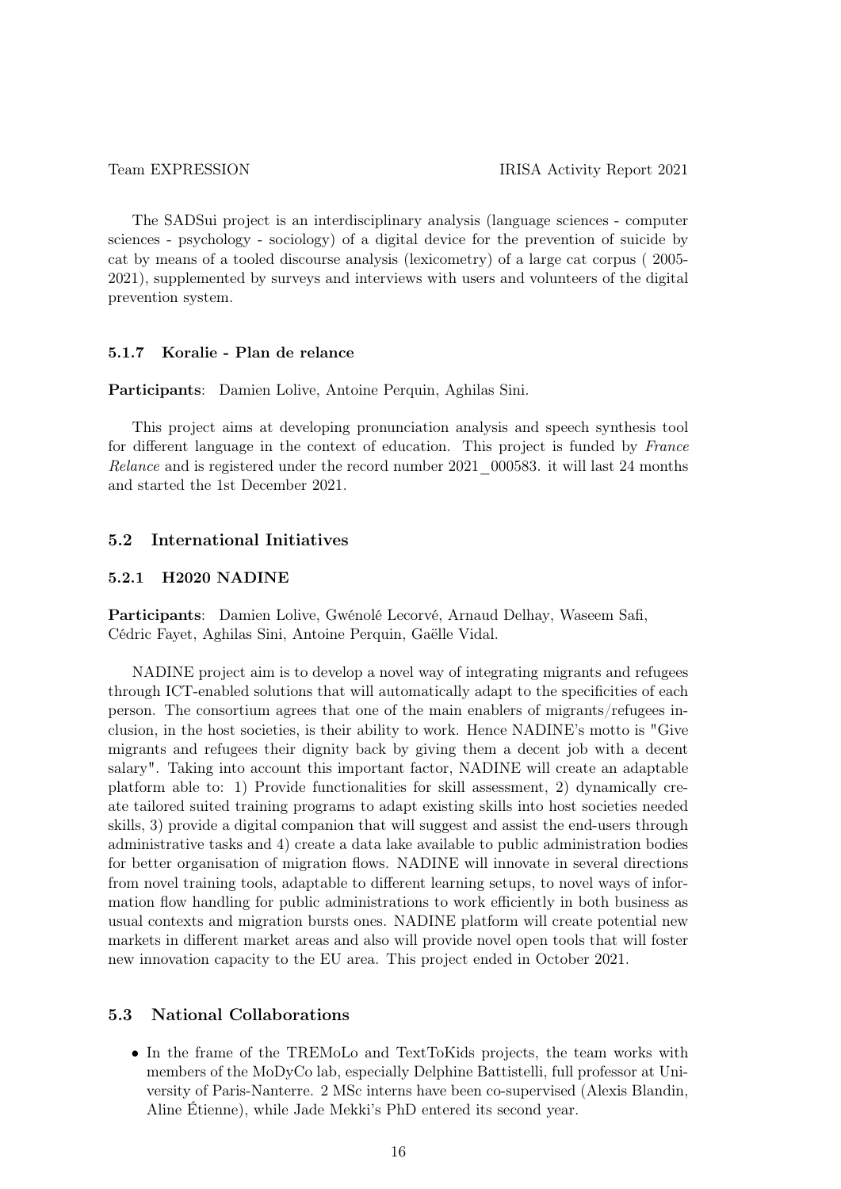The SADSui project is an interdisciplinary analysis (language sciences - computer sciences - psychology - sociology) of a digital device for the prevention of suicide by cat by means of a tooled discourse analysis (lexicometry) of a large cat corpus ( 2005-2021), supplemented by surveys and interviews with users and volunteers of the digital prevention system.

#### 5.1.7 Koralie - Plan de relance

**Participants**: Damien Lolive, Antoine Perquin, Aghilas Sini.

This project aims at developing pronunciation analysis and speech synthesis tool for different language in the context of education. This project is funded by *France Relance* and is registered under the record number 2021_000583. it will last 24 months and started the 1st December 2021.

### 5.2 International Initiatives

#### 5.2.1 H2020 NADINE

**Participants**: Damien Lolive, Gwénolé Lecorvé, Arnaud Delhay, Waseem Safi, Cédric Fayet, Aghilas Sini, Antoine Perquin, Gaëlle Vidal.

NADINE project aim is to develop a novel way of integrating migrants and refugees through ICT-enabled solutions that will automatically adapt to the specificities of each person. The consortium agrees that one of the main enablers of migrants/refugees inclusion, in the host societies, is their ability to work. Hence NADINE's motto is "Give migrants and refugees their dignity back by giving them a decent job with a decent salary". Taking into account this important factor, NADINE will create an adaptable platform able to: 1) Provide functionalities for skill assessment, 2) dynamically create tailored suited training programs to adapt existing skills into host societies needed skills, 3) provide a digital companion that will suggest and assist the end-users through administrative tasks and 4) create a data lake available to public administration bodies for better organisation of migration flows. NADINE will innovate in several directions from novel training tools, adaptable to different learning setups, to novel ways of information flow handling for public administrations to work efficiently in both business as usual contexts and migration bursts ones. NADINE platform will create potential new markets in different market areas and also will provide novel open tools that will foster new innovation capacity to the EU area. This project ended in October 2021.

### 5.3 National Collaborations

- In the frame of the TREMoLo and TextToKids projects, the team works with members of the MoDyCo lab, especially Delphine Battistelli, full professor at University of Paris-Nanterre. 2 MSc interns have been co-supervised (Alexis Blandin, Aline Étienne), while Jade Mekki's PhD entered its second year.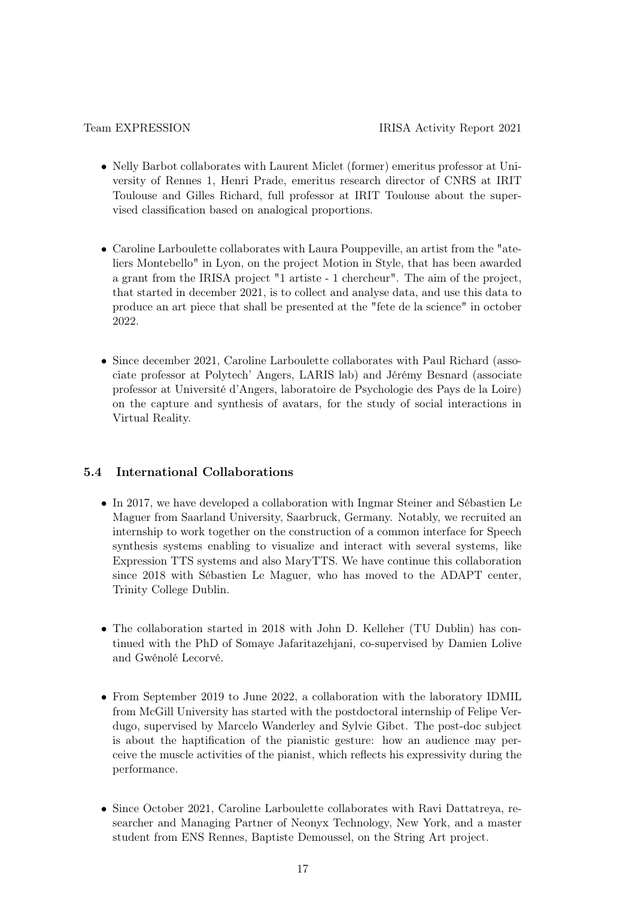- Nelly Barbot collaborates with Laurent Miclet (former) emeritus professor at University of Rennes 1, Henri Prade, emeritus research director of CNRS at IRIT Toulouse and Gilles Richard, full professor at IRIT Toulouse about the supervised classification based on analogical proportions.

- Caroline Larboulette collaborates with Laura Pouppeville, an artist from the "ateliers Montebello" in Lyon, on the project Motion in Style, that has been awarded a grant from the IRISA project "1 artiste - 1 chercheur". The aim of the project, that started in december 2021, is to collect and analyse data, and use this data to produce an art piece that shall be presented at the "fete de la science" in october 2022.

- Since december 2021, Caroline Larboulette collaborates with Paul Richard (associate professor at Polytech' Angers, LARIS lab) and Jérémy Besnard (associate professor at Université d'Angers, laboratoire de Psychologie des Pays de la Loire) on the capture and synthesis of avatars, for the study of social interactions in Virtual Reality.

### 5.4 International Collaborations

- In 2017, we have developed a collaboration with Ingmar Steiner and Sébastien Le Maguer from Saarland University, Saarbruck, Germany. Notably, we recruited an internship to work together on the construction of a common interface for Speech synthesis systems enabling to visualize and interact with several systems, like Expression TTS systems and also MaryTTS. We have continue this collaboration since 2018 with Sébastien Le Maguer, who has moved to the ADAPT center, Trinity College Dublin.

- The collaboration started in 2018 with John D. Kelleher (TU Dublin) has continued with the PhD of Somaye Jafaritazehjani, co-supervised by Damien Lolive and Gwénolé Lecorvé.

- From September 2019 to June 2022, a collaboration with the laboratory IDMIL from McGill University has started with the postdoctoral internship of Felipe Verdugo, supervised by Marcelo Wanderley and Sylvie Gibet. The post-doc subject is about the haptification of the pianistic gesture: how an audience may perceive the muscle activities of the pianist, which reflects his expressivity during the performance.

- Since October 2021, Caroline Larboulette collaborates with Ravi Dattatreya, researcher and Managing Partner of Neonyx Technology, New York, and a master student from ENS Rennes, Baptiste Demoussel, on the String Art project.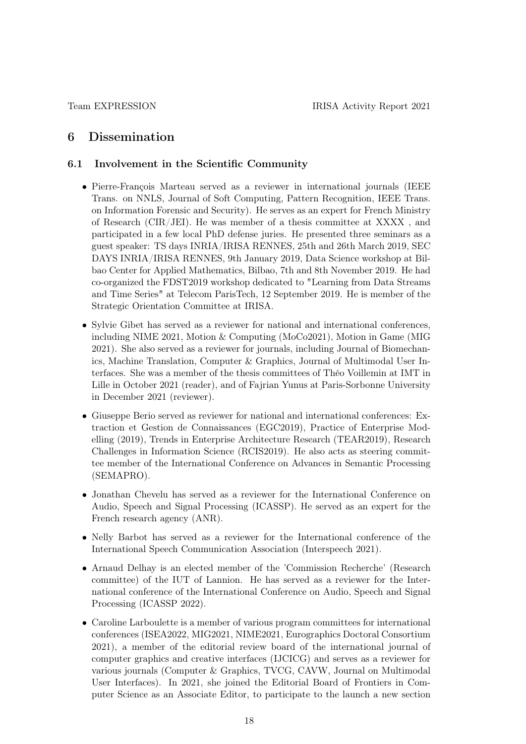# 6 Dissemination

## 6.1 Involvement in the Scientific Community

- Pierre-François Marteau served as a reviewer in international journals (IEEE Trans. on NNLS, Journal of Soft Computing, Pattern Recognition, IEEE Trans. on Information Forensic and Security). He serves as an expert for French Ministry of Research (CIR/JEI). He was member of a thesis committee at XXXX , and participated in a few local PhD defense juries. He presented three seminars as a guest speaker: TS days INRIA/IRISA RENNES, 25th and 26th March 2019, SEC DAYS INRIA/IRISA RENNES, 9th January 2019, Data Science workshop at Bilbao Center for Applied Mathematics, Bilbao, 7th and 8th November 2019. He had co-organized the FDST2019 workshop dedicated to "Learning from Data Streams and Time Series" at Telecom ParisTech, 12 September 2019. He is member of the Strategic Orientation Committee at IRISA.
- Sylvie Gibet has served as a reviewer for national and international conferences, including NIME 2021, Motion & Computing (MoCo2021), Motion in Game (MIG 2021). She also served as a reviewer for journals, including Journal of Biomechanics, Machine Translation, Computer & Graphics, Journal of Multimodal User Interfaces. She was a member of the thesis committees of Théo Voillemin at IMT in Lille in October 2021 (reader), and of Fajrian Yunus at Paris-Sorbonne University in December 2021 (reviewer).
- Giuseppe Berio served as reviewer for national and international conferences: Extraction et Gestion de Connaissances (EGC2019), Practice of Enterprise Modelling (2019), Trends in Enterprise Architecture Research (TEAR2019), Research Challenges in Information Science (RCIS2019). He also acts as steering committee member of the International Conference on Advances in Semantic Processing (SEMAPRO).
- Jonathan Chevelu has served as a reviewer for the International Conference on Audio, Speech and Signal Processing (ICASSP). He served as an expert for the French research agency (ANR).
- Nelly Barbot has served as a reviewer for the International conference of the International Speech Communication Association (Interspeech 2021).
- Arnaud Delhay is an elected member of the 'Commission Recherche' (Research committee) of the IUT of Lannion. He has served as a reviewer for the International conference of the International Conference on Audio, Speech and Signal Processing (ICASSP 2022).
- Caroline Larboulette is a member of various program committees for international conferences (ISEA2022, MIG2021, NIME2021, Eurographics Doctoral Consortium 2021), a member of the editorial review board of the international journal of computer graphics and creative interfaces (IJCICG) and serves as a reviewer for various journals (Computer & Graphics, TVCG, CAVW, Journal on Multimodal User Interfaces). In 2021, she joined the Editorial Board of Frontiers in Computer Science as an Associate Editor, to participate to the launch a new section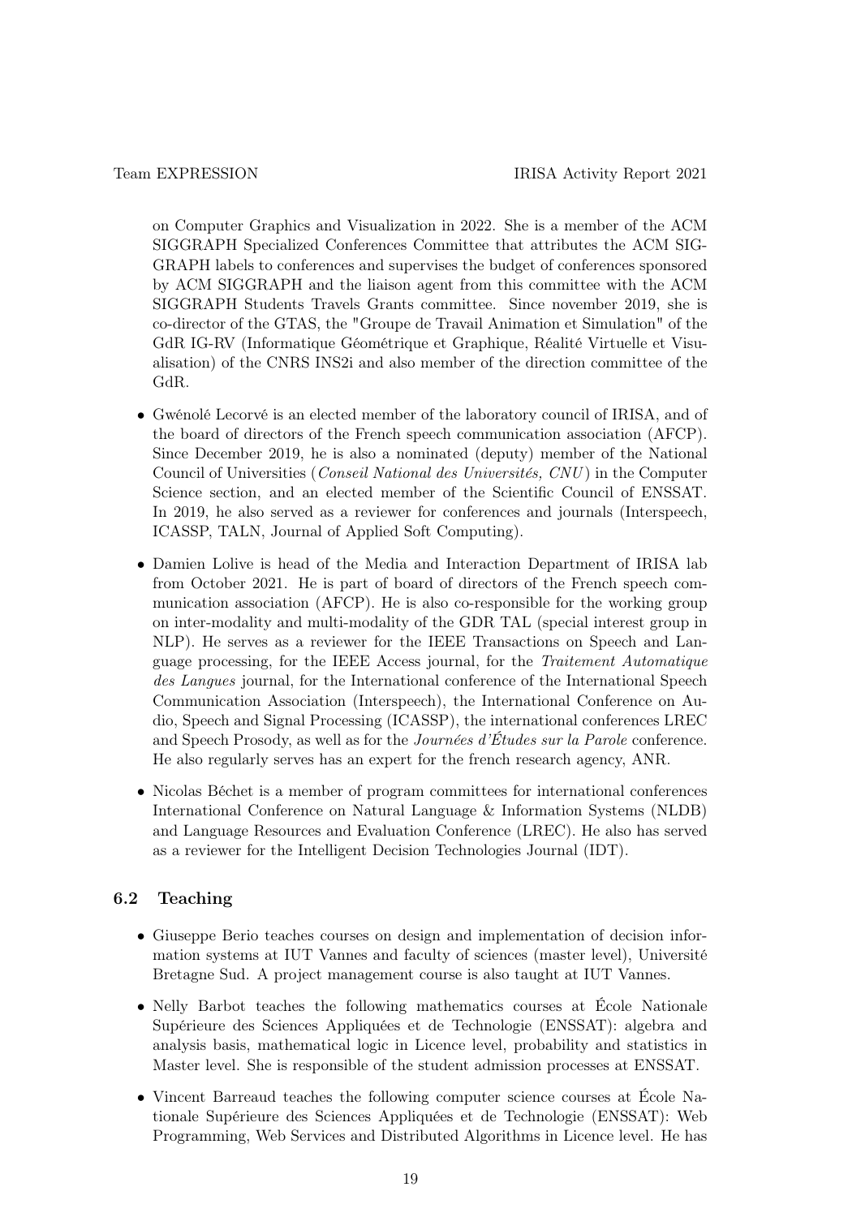on Computer Graphics and Visualization in 2022. She is a member of the ACM SIGGRAPH Specialized Conferences Committee that attributes the ACM SIGGRAPH labels to conferences and supervises the budget of conferences sponsored by ACM SIGGRAPH and the liaison agent from this committee with the ACM SIGGRAPH Students Travels Grants committee. Since november 2019, she is co-director of the GTAS, the "Groupe de Travail Animation et Simulation" of the GdR IG-RV (Informatique Géométrique et Graphique, Réalité Virtuelle et Visualisation) of the CNRS INS2i and also member of the direction committee of the GdR.

- Gwénolé Lecorvé is an elected member of the laboratory council of IRISA, and of the board of directors of the French speech communication association (AFCP). Since December 2019, he is also a nominated (deputy) member of the National Council of Universities (*Conseil National des Universités, CNU*) in the Computer Science section, and an elected member of the Scientific Council of ENSSAT. In 2019, he also served as a reviewer for conferences and journals (Interspeech, ICASSP, TALN, Journal of Applied Soft Computing).
- Damien Lolive is head of the Media and Interaction Department of IRISA lab from October 2021. He is part of board of directors of the French speech communication association (AFCP). He is also co-responsible for the working group on inter-modality and multi-modality of the GDR TAL (special interest group in NLP). He serves as a reviewer for the IEEE Transactions on Speech and Language processing, for the IEEE Access journal, for the *Traitement Automatique des Langues* journal, for the International conference of the International Speech Communication Association (Interspeech), the International Conference on Audio, Speech and Signal Processing (ICASSP), the international conferences LREC and Speech Prosody, as well as for the *Journées d'Études sur la Parole* conference. He also regularly serves has an expert for the french research agency, ANR.
- Nicolas Béchet is a member of program committees for international conferences International Conference on Natural Language & Information Systems (NLDB) and Language Resources and Evaluation Conference (LREC). He also has served as a reviewer for the Intelligent Decision Technologies Journal (IDT).

### 6.2 Teaching

- Giuseppe Berio teaches courses on design and implementation of decision information systems at IUT Vannes and faculty of sciences (master level), Université Bretagne Sud. A project management course is also taught at IUT Vannes.
- Nelly Barbot teaches the following mathematics courses at École Nationale Supérieure des Sciences Appliquées et de Technologie (ENSSAT): algebra and analysis basis, mathematical logic in Licence level, probability and statistics in Master level. She is responsible of the student admission processes at ENSSAT.
- Vincent Barreaud teaches the following computer science courses at École Nationale Supérieure des Sciences Appliquées et de Technologie (ENSSAT): Web Programming, Web Services and Distributed Algorithms in Licence level. He has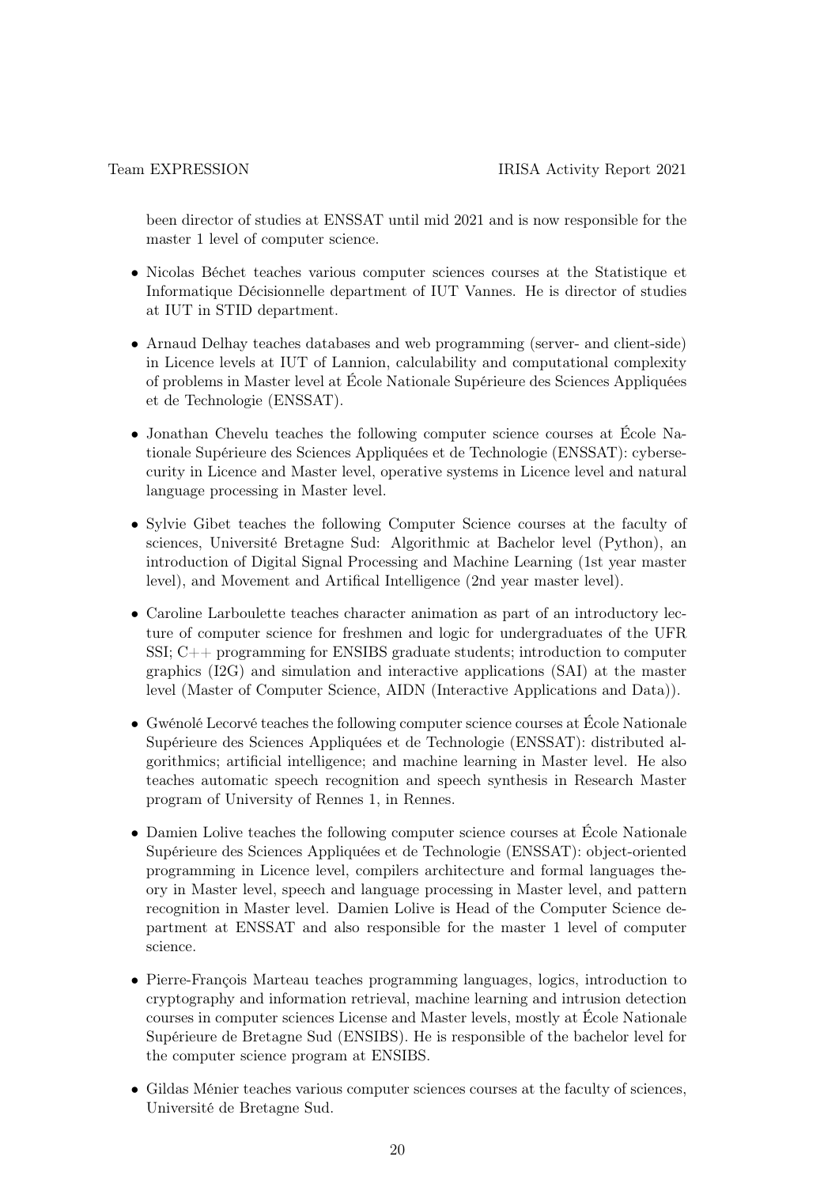been director of studies at ENSSAT until mid 2021 and is now responsible for the master 1 level of computer science.

- Nicolas Béchet teaches various computer sciences courses at the Statistique et Informatique Décisionnelle department of IUT Vannes. He is director of studies at IUT in STID department.

- Arnaud Delhay teaches databases and web programming (server- and client-side) in Licence levels at IUT of Lannion, calculability and computational complexity of problems in Master level at École Nationale Supérieure des Sciences Appliquées et de Technologie (ENSSAT).

- Jonathan Chevelu teaches the following computer science courses at École Nationale Supérieure des Sciences Appliquées et de Technologie (ENSSAT): cybersecurity in Licence and Master level, operative systems in Licence level and natural language processing in Master level.

- Sylvie Gibet teaches the following Computer Science courses at the faculty of sciences, Université Bretagne Sud: Algorithmic at Bachelor level (Python), an introduction of Digital Signal Processing and Machine Learning (1st year master level), and Movement and Artifical Intelligence (2nd year master level).

- Caroline Larboulette teaches character animation as part of an introductory lecture of computer science for freshmen and logic for undergraduates of the UFR SSI; C++ programming for ENSIBS graduate students; introduction to computer graphics (I2G) and simulation and interactive applications (SAI) at the master level (Master of Computer Science, AIDN (Interactive Applications and Data)).

- Gwénolé Lecorvé teaches the following computer science courses at École Nationale Supérieure des Sciences Appliquées et de Technologie (ENSSAT): distributed algorithmics; artificial intelligence; and machine learning in Master level. He also teaches automatic speech recognition and speech synthesis in Research Master program of University of Rennes 1, in Rennes.

- Damien Lolive teaches the following computer science courses at École Nationale Supérieure des Sciences Appliquées et de Technologie (ENSSAT): object-oriented programming in Licence level, compilers architecture and formal languages theory in Master level, speech and language processing in Master level, and pattern recognition in Master level. Damien Lolive is Head of the Computer Science department at ENSSAT and also responsible for the master 1 level of computer science.

- Pierre-François Marteau teaches programming languages, logics, introduction to cryptography and information retrieval, machine learning and intrusion detection courses in computer sciences License and Master levels, mostly at École Nationale Supérieure de Bretagne Sud (ENSIBS). He is responsible of the bachelor level for the computer science program at ENSIBS.

- Gildas Ménier teaches various computer sciences courses at the faculty of sciences, Université de Bretagne Sud.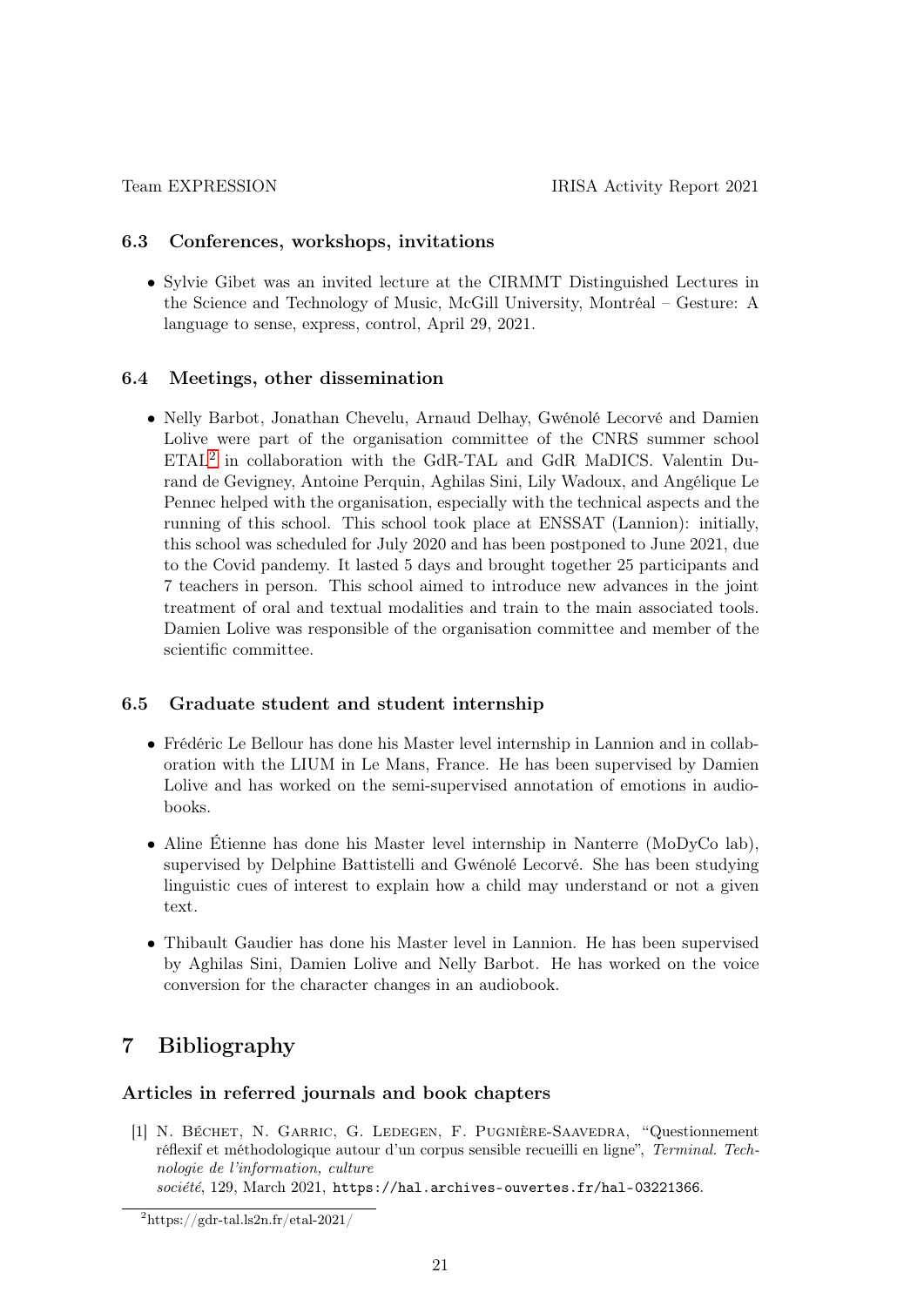### 6.3 Conferences, workshops, invitations

- Sylvie Gibet was an invited lecture at the CIRMMT Distinguished Lectures in the Science and Technology of Music, McGill University, Montréal – Gesture: A language to sense, express, control, April 29, 2021.

### 6.4 Meetings, other dissemination

- Nelly Barbot, Jonathan Chevelu, Arnaud Delhay, Gwénolé Lecorvé and Damien Lolive were part of the organisation committee of the CNRS summer school ETAL[2] in collaboration with the GdR-TAL and GdR MaDICS. Valentin Durand de Gevigney, Antoine Perquin, Aghilas Sini, Lily Wadoux, and Angélique Le Pennec helped with the organisation, especially with the technical aspects and the running of this school. This school took place at ENSSAT (Lannion): initially, this school was scheduled for July 2020 and has been postponed to June 2021, due to the Covid pandemy. It lasted 5 days and brought together 25 participants and 7 teachers in person. This school aimed to introduce new advances in the joint treatment of oral and textual modalities and train to the main associated tools. Damien Lolive was responsible of the organisation committee and member of the scientific committee.

### 6.5 Graduate student and student internship

- Frédéric Le Bellour has done his Master level internship in Lannion and in collaboration with the LIUM in Le Mans, France. He has been supervised by Damien Lolive and has worked on the semi-supervised annotation of emotions in audiobooks.
- Aline Étienne has done his Master level internship in Nanterre (MoDyCo lab), supervised by Delphine Battistelli and Gwénolé Lecorvé. She has been studying linguistic cues of interest to explain how a child may understand or not a given text.
- Thibault Gaudier has done his Master level in Lannion. He has been supervised by Aghilas Sini, Damien Lolive and Nelly Barbot. He has worked on the voice conversion for the character changes in an audiobook.

## 7 Bibliography

### Articles in referred journals and book chapters

[1] N. Béchet, N. Garric, G. Ledegen, F. Pugnière-Saavedra, "Questionnement réflexif et méthodologique autour d'un corpus sensible recueilli en ligne", *Terminal. Technologie de l'information, culture société*, 129, March 2021, https://hal.archives-ouvertes.fr/hal-03221366.

[2] https://gdr-tal.ls2n.fr/etal-2021/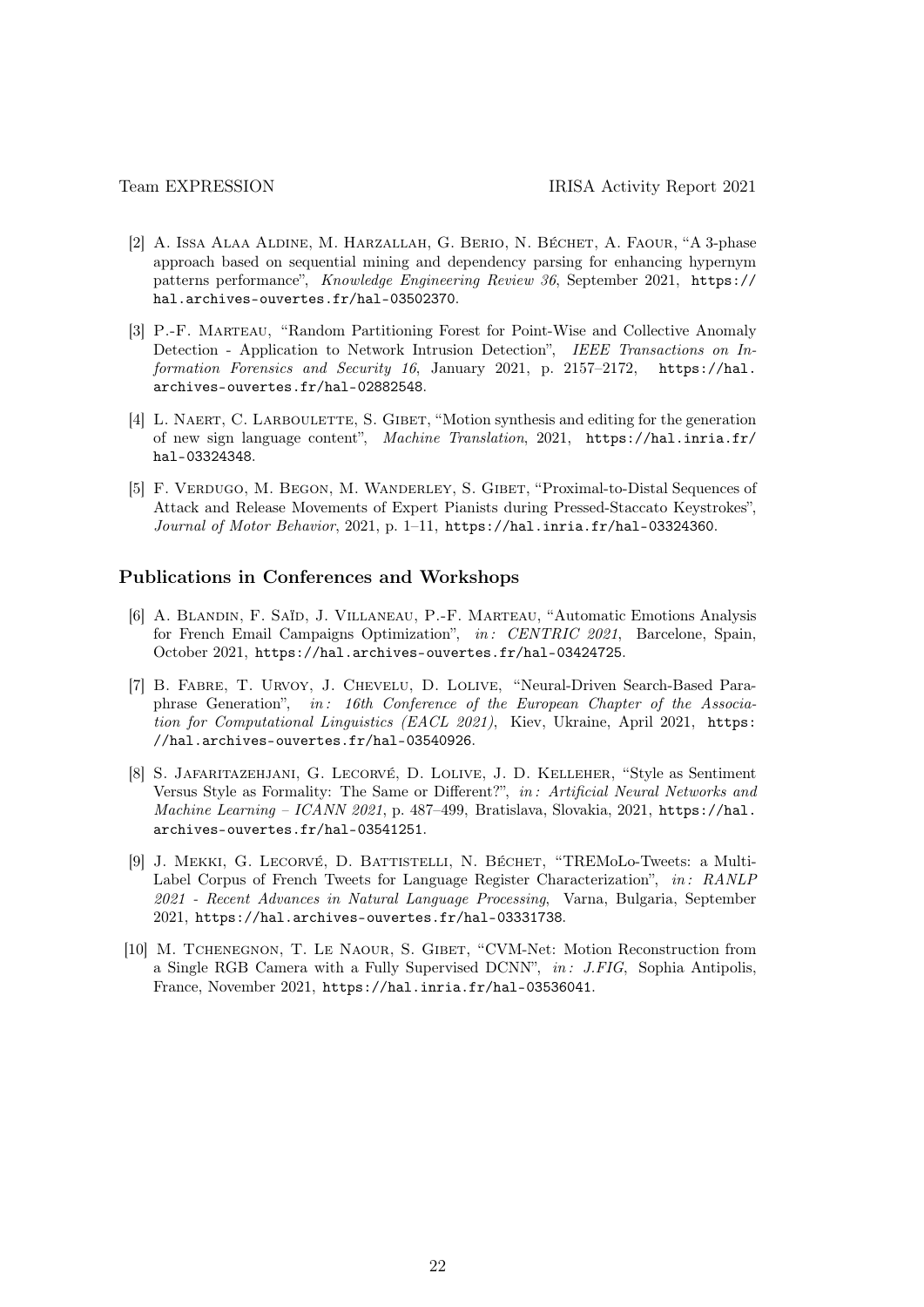[2] A. Issa Alaa Aldine, M. Harzallah, G. Berio, N. Béchet, A. Faour, "A 3-phase approach based on sequential mining and dependency parsing for enhancing hypernym patterns performance", *Knowledge Engineering Review 36*, September 2021, https://hal.archives-ouvertes.fr/hal-03502370.

[3] P.-F. Marteau, "Random Partitioning Forest for Point-Wise and Collective Anomaly Detection - Application to Network Intrusion Detection", *IEEE Transactions on Information Forensics and Security 16*, January 2021, p. 2157–2172, https://hal.archives-ouvertes.fr/hal-02882548.

[4] L. Naert, C. Larboulette, S. Gibet, "Motion synthesis and editing for the generation of new sign language content", *Machine Translation*, 2021, https://hal.inria.fr/hal-03324348.

[5] F. Verdugo, M. Begon, M. Wanderley, S. Gibet, "Proximal-to-Distal Sequences of Attack and Release Movements of Expert Pianists during Pressed-Staccato Keystrokes", *Journal of Motor Behavior*, 2021, p. 1–11, https://hal.inria.fr/hal-03324360.

## Publications in Conferences and Workshops

[6] A. Blandin, F. Saïd, J. Villaneau, P.-F. Marteau, "Automatic Emotions Analysis for French Email Campaigns Optimization", *in: CENTRIC 2021*, Barcelone, Spain, October 2021, https://hal.archives-ouvertes.fr/hal-03424725.

[7] B. Fabre, T. Urvoy, J. Chevelu, D. Lolive, "Neural-Driven Search-Based Paraphrase Generation", *in: 16th Conference of the European Chapter of the Association for Computational Linguistics (EACL 2021)*, Kiev, Ukraine, April 2021, https://hal.archives-ouvertes.fr/hal-03540926.

[8] S. Jafaritazehjani, G. Lecorvé, D. Lolive, J. D. Kelleher, "Style as Sentiment Versus Style as Formality: The Same or Different?", *in: Artificial Neural Networks and Machine Learning – ICANN 2021*, p. 487–499, Bratislava, Slovakia, 2021, https://hal.archives-ouvertes.fr/hal-03541251.

[9] J. Mekki, G. Lecorvé, D. Battistelli, N. Béchet, "TREMoLo-Tweets: a Multi-Label Corpus of French Tweets for Language Register Characterization", *in: RANLP 2021 - Recent Advances in Natural Language Processing*, Varna, Bulgaria, September 2021, https://hal.archives-ouvertes.fr/hal-03331738.

[10] M. Tchenegnon, T. Le Naour, S. Gibet, "CVM-Net: Motion Reconstruction from a Single RGB Camera with a Fully Supervised DCNN", *in: J.FIG*, Sophia Antipolis, France, November 2021, https://hal.inria.fr/hal-03536041.